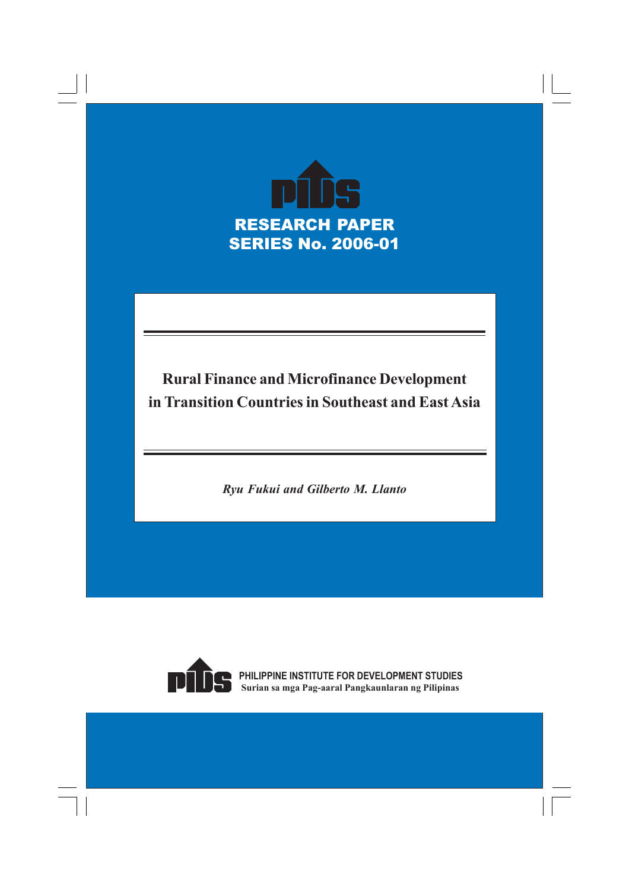PIDS

RESEARCH PAPER SERIES No. 2006-01

# Rural Finance and Microfinance Development in Transition Countries in Southeast and East Asia

*Ryu Fukui and Gilberto M. Llanto*

PIDS

PHILIPPINE INSTITUTE FOR DEVELOPMENT STUDIES

Surian sa mga Pag-aaral Pangkaunlaran ng Pilipinas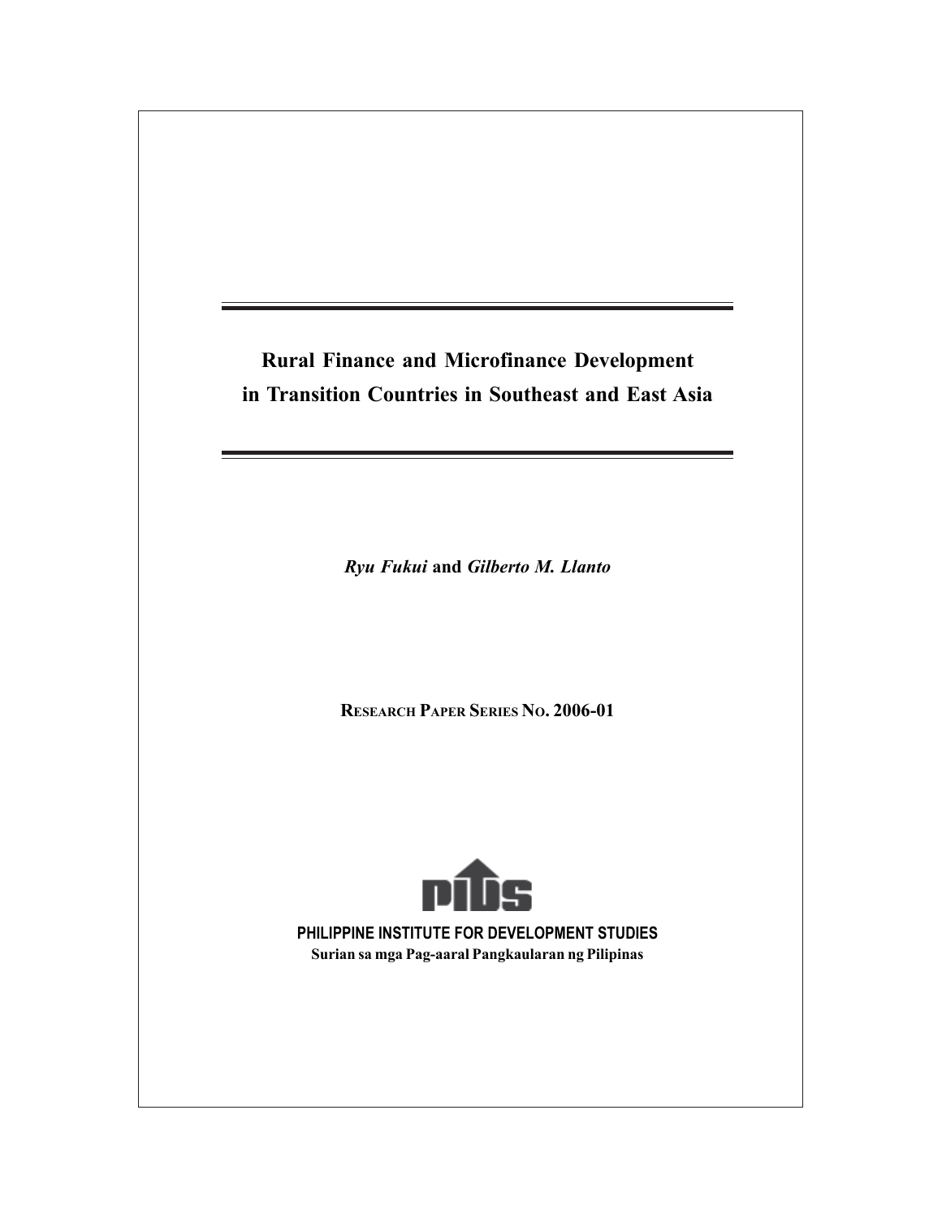# Rural Finance and Microfinance Development in Transition Countries in Southeast and East Asia

*Ryu Fukui* and *Gilberto M. Llanto*

**RESEARCH PAPER SERIES NO. 2006-01**

**PHILIPPINE INSTITUTE FOR DEVELOPMENT STUDIES**

**Surian sa mga Pag-aaral Pangkaularan ng Pilipinas**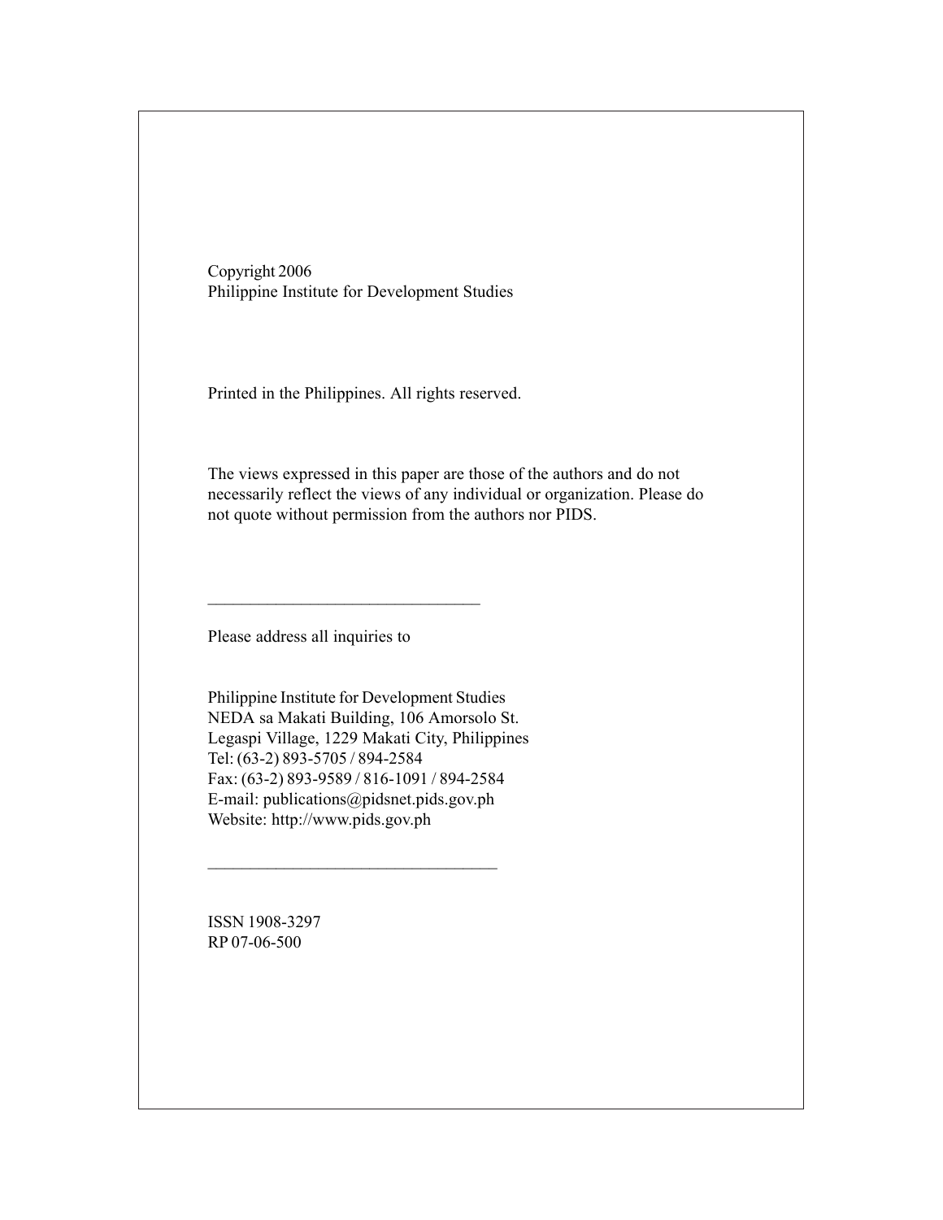Copyright 2006
Philippine Institute for Development Studies

Printed in the Philippines. All rights reserved.

The views expressed in this paper are those of the authors and do not necessarily reflect the views of any individual or organization. Please do not quote without permission from the authors nor PIDS.

---

Please address all inquiries to

Philippine Institute for Development Studies
NEDA sa Makati Building, 106 Amorsolo St.
Legaspi Village, 1229 Makati City, Philippines
Tel: (63-2) 893-5705 / 894-2584
Fax: (63-2) 893-9589 / 816-1091 / 894-2584
E-mail: publications@pidsnet.pids.gov.ph
Website: http://www.pids.gov.ph

---

ISSN 1908-3297
RP 07-06-500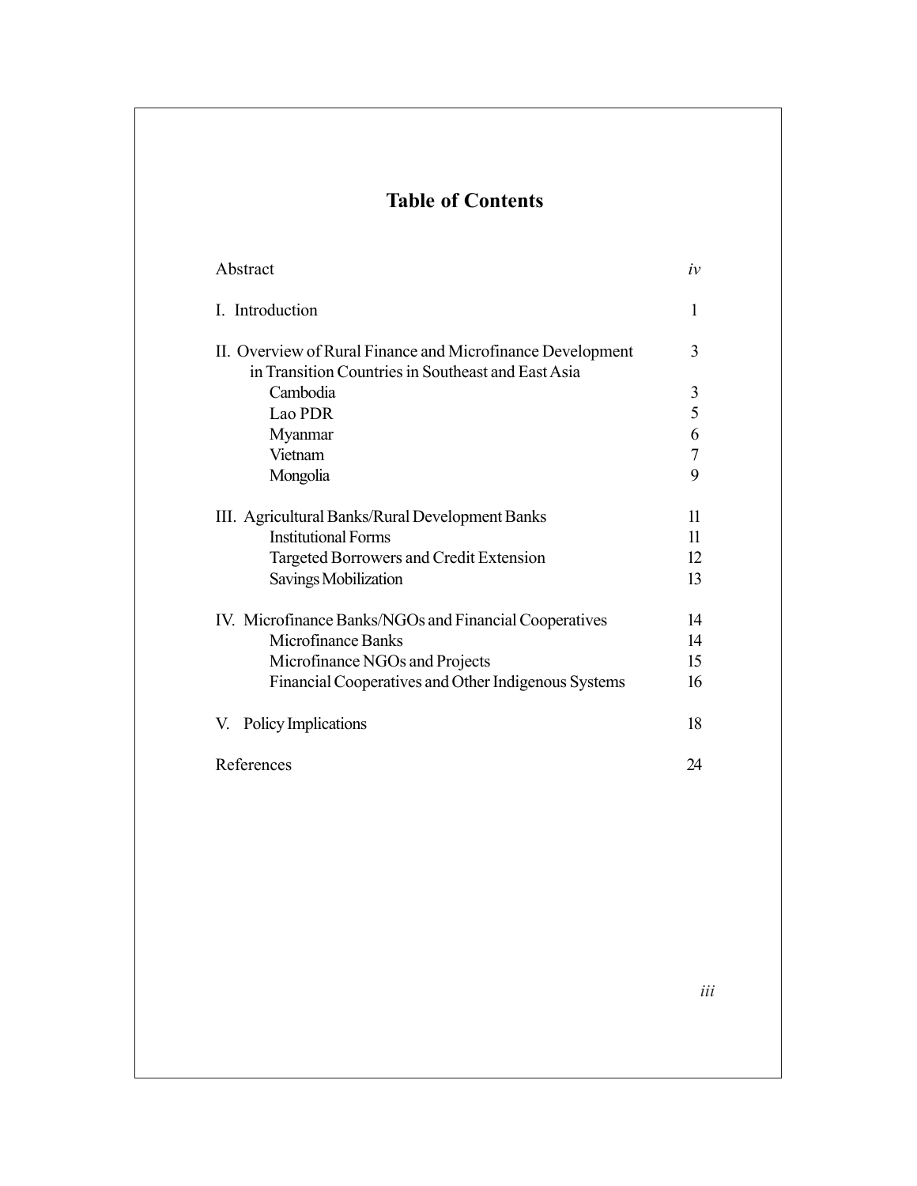# Table of Contents

| | |
|---|---|
| Abstract | *iv* |
| I. Introduction | 1 |
| II. Overview of Rural Finance and Microfinance Development in Transition Countries in Southeast and East Asia | 3 |
| Cambodia | 3 |
| Lao PDR | 5 |
| Myanmar | 6 |
| Vietnam | 7 |
| Mongolia | 9 |
| III. Agricultural Banks/Rural Development Banks | 11 |
| Institutional Forms | 11 |
| Targeted Borrowers and Credit Extension | 12 |
| Savings Mobilization | 13 |
| IV. Microfinance Banks/NGOs and Financial Cooperatives | 14 |
| Microfinance Banks | 14 |
| Microfinance NGOs and Projects | 15 |
| Financial Cooperatives and Other Indigenous Systems | 16 |
| V. Policy Implications | 18 |
| References | 24 |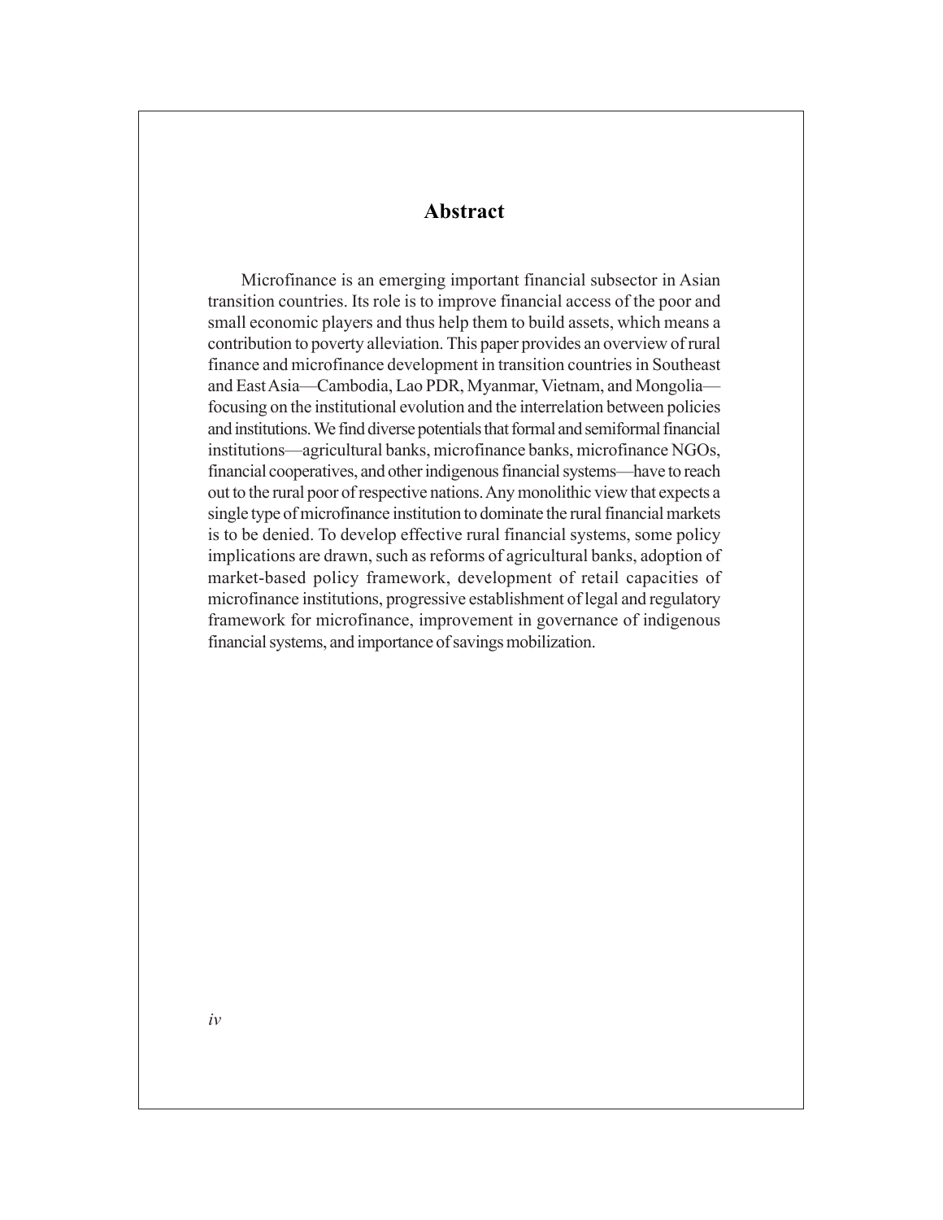# Abstract

Microfinance is an emerging important financial subsector in Asian transition countries. Its role is to improve financial access of the poor and small economic players and thus help them to build assets, which means a contribution to poverty alleviation. This paper provides an overview of rural finance and microfinance development in transition countries in Southeast and East Asia—Cambodia, Lao PDR, Myanmar, Vietnam, and Mongolia—focusing on the institutional evolution and the interrelation between policies and institutions. We find diverse potentials that formal and semiformal financial institutions—agricultural banks, microfinance banks, microfinance NGOs, financial cooperatives, and other indigenous financial systems—have to reach out to the rural poor of respective nations. Any monolithic view that expects a single type of microfinance institution to dominate the rural financial markets is to be denied. To develop effective rural financial systems, some policy implications are drawn, such as reforms of agricultural banks, adoption of market-based policy framework, development of retail capacities of microfinance institutions, progressive establishment of legal and regulatory framework for microfinance, improvement in governance of indigenous financial systems, and importance of savings mobilization.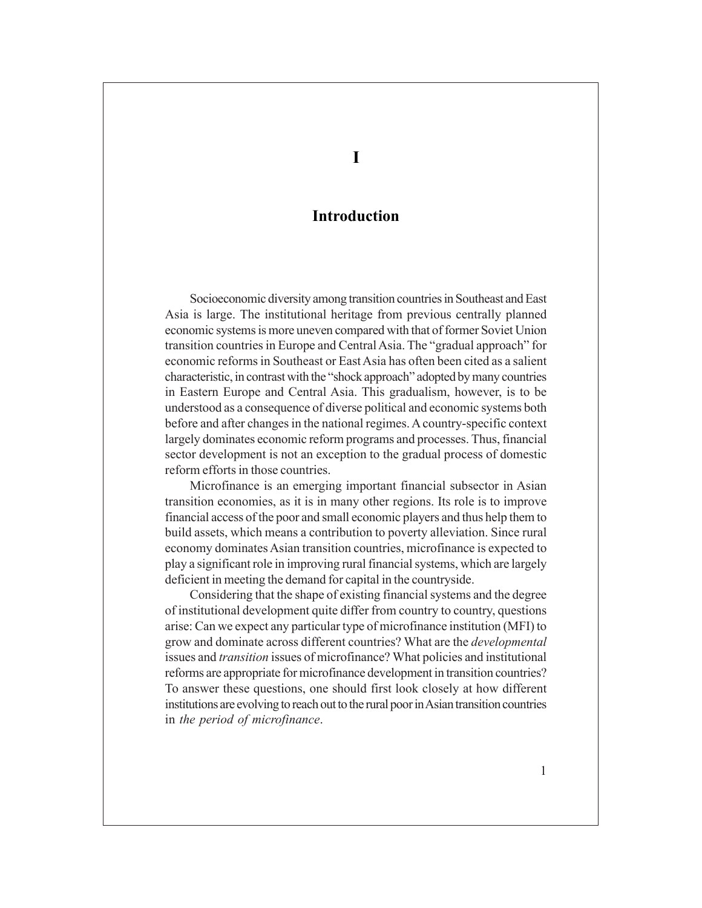# I

# Introduction

Socioeconomic diversity among transition countries in Southeast and East Asia is large. The institutional heritage from previous centrally planned economic systems is more uneven compared with that of former Soviet Union transition countries in Europe and Central Asia. The "gradual approach" for economic reforms in Southeast or East Asia has often been cited as a salient characteristic, in contrast with the "shock approach" adopted by many countries in Eastern Europe and Central Asia. This gradualism, however, is to be understood as a consequence of diverse political and economic systems both before and after changes in the national regimes. A country-specific context largely dominates economic reform programs and processes. Thus, financial sector development is not an exception to the gradual process of domestic reform efforts in those countries.

Microfinance is an emerging important financial subsector in Asian transition economies, as it is in many other regions. Its role is to improve financial access of the poor and small economic players and thus help them to build assets, which means a contribution to poverty alleviation. Since rural economy dominates Asian transition countries, microfinance is expected to play a significant role in improving rural financial systems, which are largely deficient in meeting the demand for capital in the countryside.

Considering that the shape of existing financial systems and the degree of institutional development quite differ from country to country, questions arise: Can we expect any particular type of microfinance institution (MFI) to grow and dominate across different countries? What are the *developmental* issues and *transition* issues of microfinance? What policies and institutional reforms are appropriate for microfinance development in transition countries? To answer these questions, one should first look closely at how different institutions are evolving to reach out to the rural poor in Asian transition countries in *the period of microfinance*.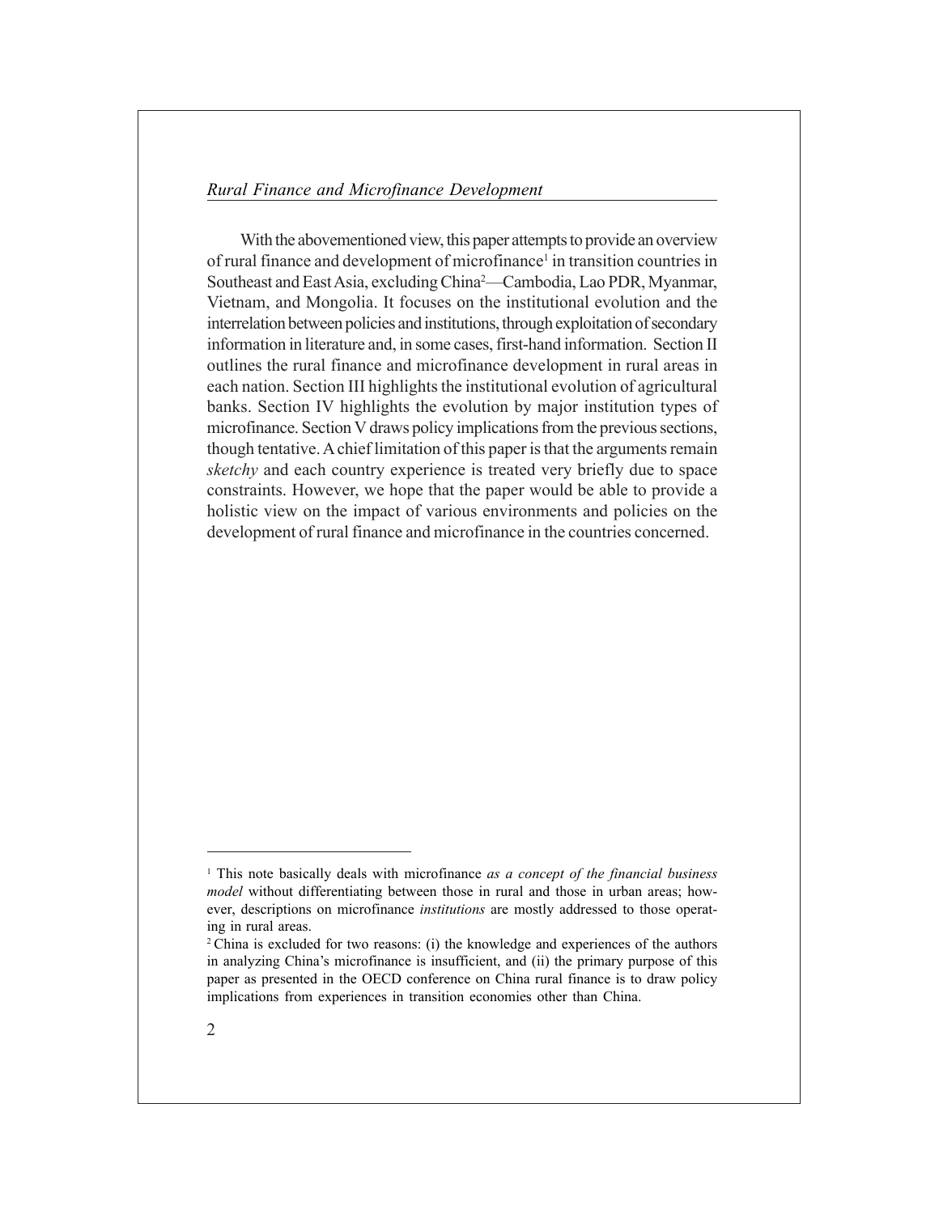With the abovementioned view, this paper attempts to provide an overview of rural finance and development of microfinance[1] in transition countries in Southeast and East Asia, excluding China[2]—Cambodia, Lao PDR, Myanmar, Vietnam, and Mongolia. It focuses on the institutional evolution and the interrelation between policies and institutions, through exploitation of secondary information in literature and, in some cases, first-hand information. Section II outlines the rural finance and microfinance development in rural areas in each nation. Section III highlights the institutional evolution of agricultural banks. Section IV highlights the evolution by major institution types of microfinance. Section V draws policy implications from the previous sections, though tentative. A chief limitation of this paper is that the arguments remain *sketchy* and each country experience is treated very briefly due to space constraints. However, we hope that the paper would be able to provide a holistic view on the impact of various environments and policies on the development of rural finance and microfinance in the countries concerned.

---

[1] This note basically deals with microfinance *as a concept of the financial business model* without differentiating between those in rural and those in urban areas; however, descriptions on microfinance *institutions* are mostly addressed to those operating in rural areas.

[2] China is excluded for two reasons: (i) the knowledge and experiences of the authors in analyzing China's microfinance is insufficient, and (ii) the primary purpose of this paper as presented in the OECD conference on China rural finance is to draw policy implications from experiences in transition economies other than China.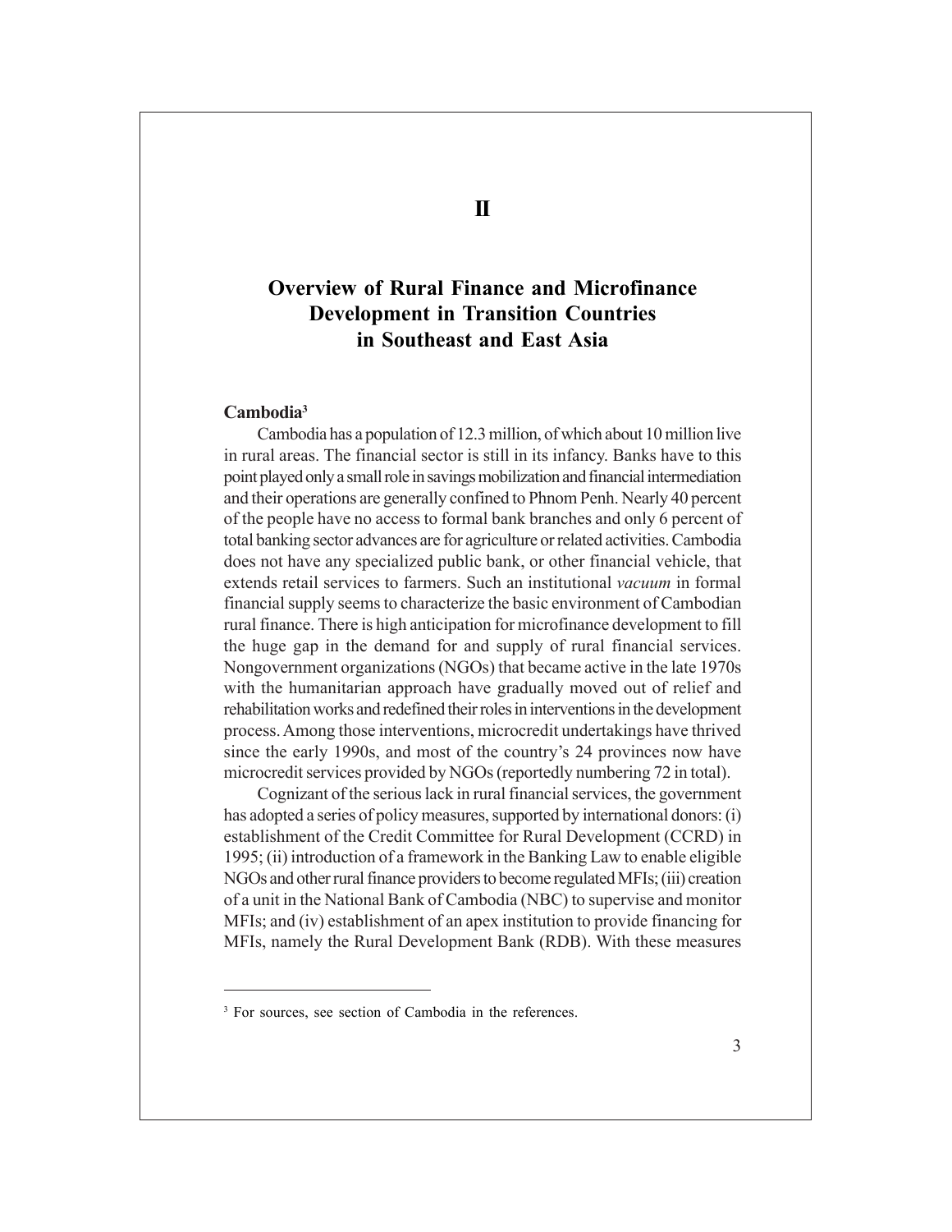# II

# Overview of Rural Finance and Microfinance Development in Transition Countries in Southeast and East Asia

## Cambodia[3]

Cambodia has a population of 12.3 million, of which about 10 million live in rural areas. The financial sector is still in its infancy. Banks have to this point played only a small role in savings mobilization and financial intermediation and their operations are generally confined to Phnom Penh. Nearly 40 percent of the people have no access to formal bank branches and only 6 percent of total banking sector advances are for agriculture or related activities. Cambodia does not have any specialized public bank, or other financial vehicle, that extends retail services to farmers. Such an institutional *vacuum* in formal financial supply seems to characterize the basic environment of Cambodian rural finance. There is high anticipation for microfinance development to fill the huge gap in the demand for and supply of rural financial services. Nongovernment organizations (NGOs) that became active in the late 1970s with the humanitarian approach have gradually moved out of relief and rehabilitation works and redefined their roles in interventions in the development process. Among those interventions, microcredit undertakings have thrived since the early 1990s, and most of the country's 24 provinces now have microcredit services provided by NGOs (reportedly numbering 72 in total).

Cognizant of the serious lack in rural financial services, the government has adopted a series of policy measures, supported by international donors: (i) establishment of the Credit Committee for Rural Development (CCRD) in 1995; (ii) introduction of a framework in the Banking Law to enable eligible NGOs and other rural finance providers to become regulated MFIs; (iii) creation of a unit in the National Bank of Cambodia (NBC) to supervise and monitor MFIs; and (iv) establishment of an apex institution to provide financing for MFIs, namely the Rural Development Bank (RDB). With these measures

---

[3] For sources, see section of Cambodia in the references.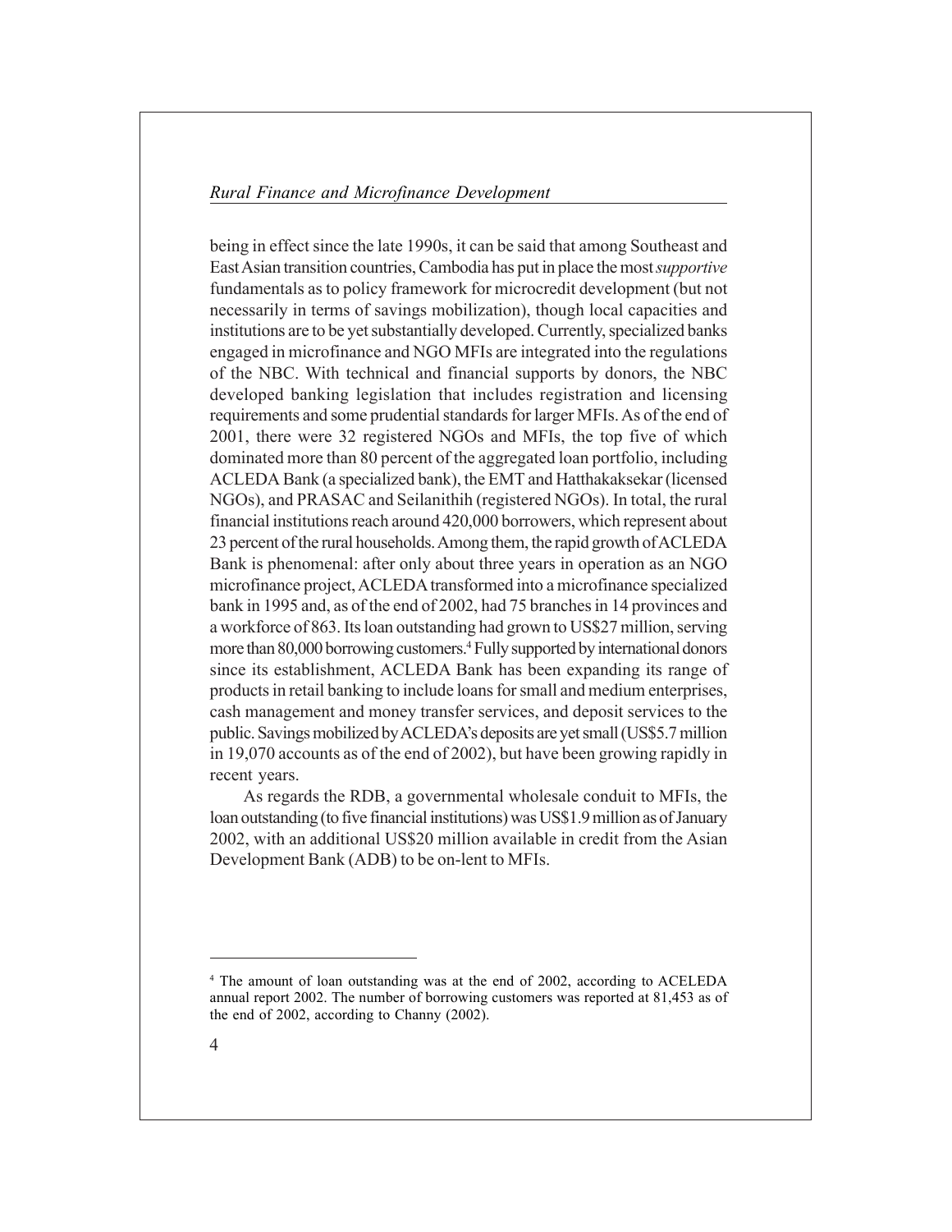being in effect since the late 1990s, it can be said that among Southeast and East Asian transition countries, Cambodia has put in place the most *supportive* fundamentals as to policy framework for microcredit development (but not necessarily in terms of savings mobilization), though local capacities and institutions are to be yet substantially developed. Currently, specialized banks engaged in microfinance and NGO MFIs are integrated into the regulations of the NBC. With technical and financial supports by donors, the NBC developed banking legislation that includes registration and licensing requirements and some prudential standards for larger MFIs. As of the end of 2001, there were 32 registered NGOs and MFIs, the top five of which dominated more than 80 percent of the aggregated loan portfolio, including ACLEDA Bank (a specialized bank), the EMT and Hatthakaksekar (licensed NGOs), and PRASAC and Seilanithih (registered NGOs). In total, the rural financial institutions reach around 420,000 borrowers, which represent about 23 percent of the rural households. Among them, the rapid growth of ACLEDA Bank is phenomenal: after only about three years in operation as an NGO microfinance project, ACLEDA transformed into a microfinance specialized bank in 1995 and, as of the end of 2002, had 75 branches in 14 provinces and a workforce of 863. Its loan outstanding had grown to US$27 million, serving more than 80,000 borrowing customers.[4] Fully supported by international donors since its establishment, ACLEDA Bank has been expanding its range of products in retail banking to include loans for small and medium enterprises, cash management and money transfer services, and deposit services to the public. Savings mobilized by ACLEDA's deposits are yet small (US$5.7 million in 19,070 accounts as of the end of 2002), but have been growing rapidly in recent years.

As regards the RDB, a governmental wholesale conduit to MFIs, the loan outstanding (to five financial institutions) was US$1.9 million as of January 2002, with an additional US$20 million available in credit from the Asian Development Bank (ADB) to be on-lent to MFIs.

---

[4] The amount of loan outstanding was at the end of 2002, according to ACELEDA annual report 2002. The number of borrowing customers was reported at 81,453 as of the end of 2002, according to Channy (2002).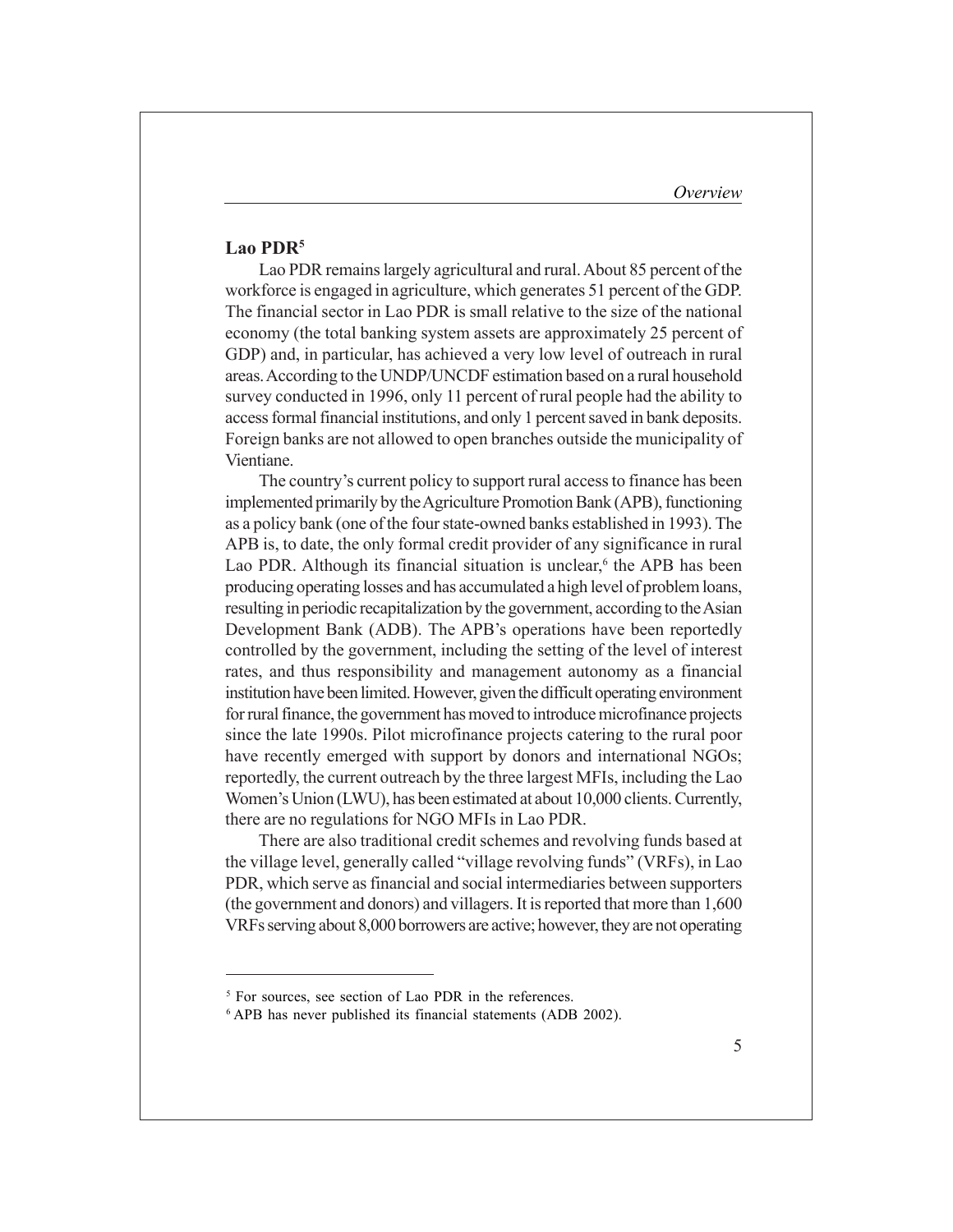## Lao PDR[5]

Lao PDR remains largely agricultural and rural. About 85 percent of the workforce is engaged in agriculture, which generates 51 percent of the GDP. The financial sector in Lao PDR is small relative to the size of the national economy (the total banking system assets are approximately 25 percent of GDP) and, in particular, has achieved a very low level of outreach in rural areas. According to the UNDP/UNCDF estimation based on a rural household survey conducted in 1996, only 11 percent of rural people had the ability to access formal financial institutions, and only 1 percent saved in bank deposits. Foreign banks are not allowed to open branches outside the municipality of Vientiane.

The country's current policy to support rural access to finance has been implemented primarily by the Agriculture Promotion Bank (APB), functioning as a policy bank (one of the four state-owned banks established in 1993). The APB is, to date, the only formal credit provider of any significance in rural Lao PDR. Although its financial situation is unclear,[6] the APB has been producing operating losses and has accumulated a high level of problem loans, resulting in periodic recapitalization by the government, according to the Asian Development Bank (ADB). The APB's operations have been reportedly controlled by the government, including the setting of the level of interest rates, and thus responsibility and management autonomy as a financial institution have been limited. However, given the difficult operating environment for rural finance, the government has moved to introduce microfinance projects since the late 1990s. Pilot microfinance projects catering to the rural poor have recently emerged with support by donors and international NGOs; reportedly, the current outreach by the three largest MFIs, including the Lao Women's Union (LWU), has been estimated at about 10,000 clients. Currently, there are no regulations for NGO MFIs in Lao PDR.

There are also traditional credit schemes and revolving funds based at the village level, generally called "village revolving funds" (VRFs), in Lao PDR, which serve as financial and social intermediaries between supporters (the government and donors) and villagers. It is reported that more than 1,600 VRFs serving about 8,000 borrowers are active; however, they are not operating

---

[5] For sources, see section of Lao PDR in the references.

[6] APB has never published its financial statements (ADB 2002).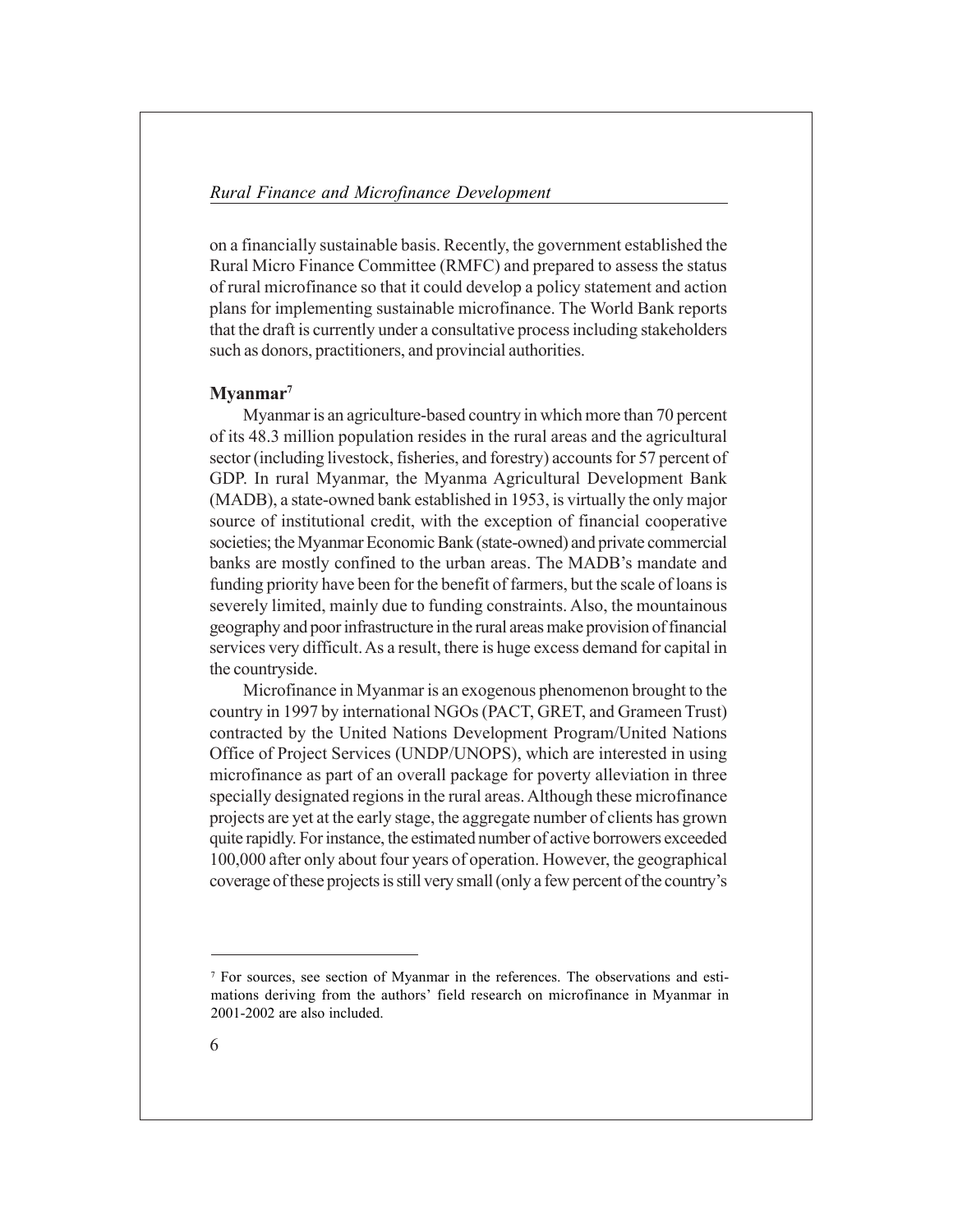on a financially sustainable basis. Recently, the government established the Rural Micro Finance Committee (RMFC) and prepared to assess the status of rural microfinance so that it could develop a policy statement and action plans for implementing sustainable microfinance. The World Bank reports that the draft is currently under a consultative process including stakeholders such as donors, practitioners, and provincial authorities.

### Myanmar[7]

Myanmar is an agriculture-based country in which more than 70 percent of its 48.3 million population resides in the rural areas and the agricultural sector (including livestock, fisheries, and forestry) accounts for 57 percent of GDP. In rural Myanmar, the Myanma Agricultural Development Bank (MADB), a state-owned bank established in 1953, is virtually the only major source of institutional credit, with the exception of financial cooperative societies; the Myanmar Economic Bank (state-owned) and private commercial banks are mostly confined to the urban areas. The MADB's mandate and funding priority have been for the benefit of farmers, but the scale of loans is severely limited, mainly due to funding constraints. Also, the mountainous geography and poor infrastructure in the rural areas make provision of financial services very difficult. As a result, there is huge excess demand for capital in the countryside.

Microfinance in Myanmar is an exogenous phenomenon brought to the country in 1997 by international NGOs (PACT, GRET, and Grameen Trust) contracted by the United Nations Development Program/United Nations Office of Project Services (UNDP/UNOPS), which are interested in using microfinance as part of an overall package for poverty alleviation in three specially designated regions in the rural areas. Although these microfinance projects are yet at the early stage, the aggregate number of clients has grown quite rapidly. For instance, the estimated number of active borrowers exceeded 100,000 after only about four years of operation. However, the geographical coverage of these projects is still very small (only a few percent of the country's

---

[7] For sources, see section of Myanmar in the references. The observations and estimations deriving from the authors' field research on microfinance in Myanmar in 2001-2002 are also included.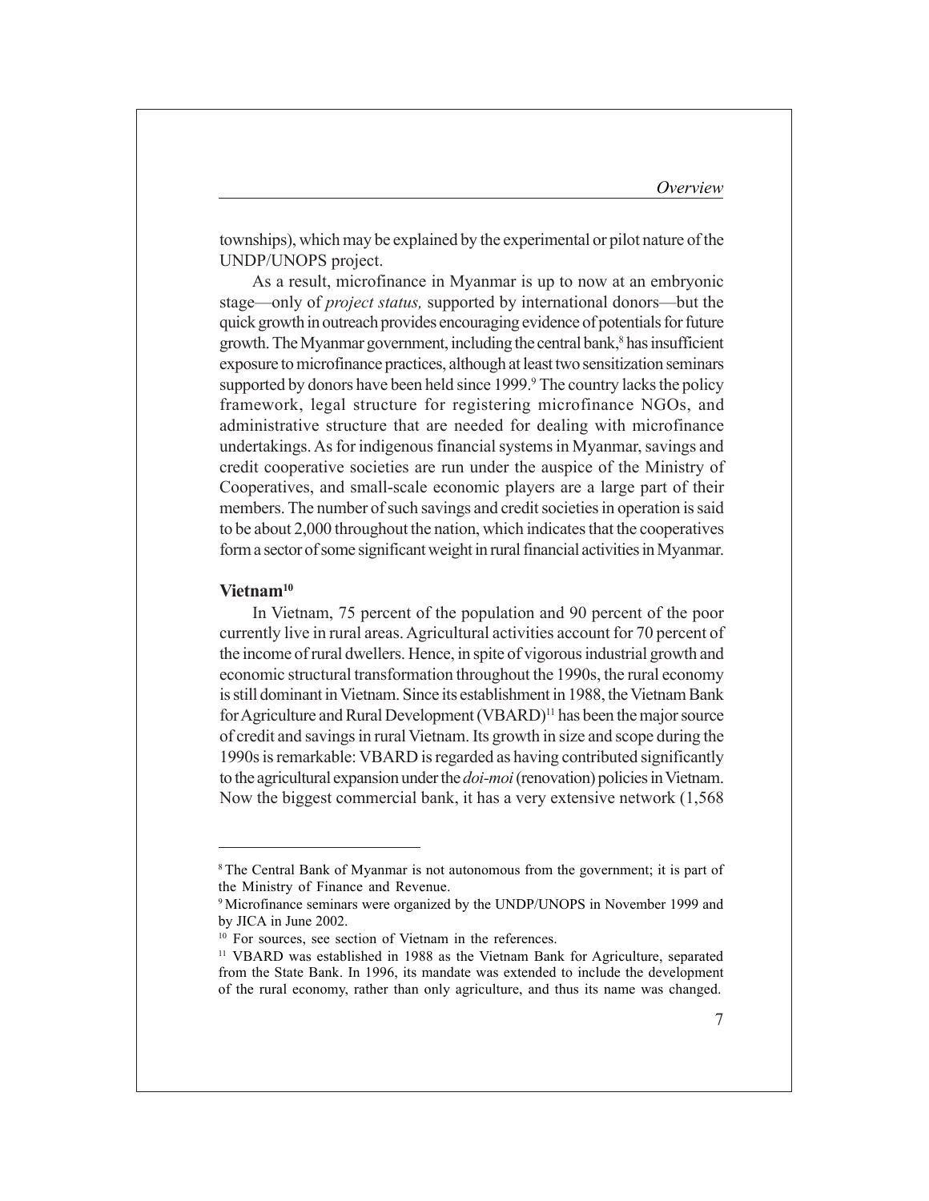townships), which may be explained by the experimental or pilot nature of the UNDP/UNOPS project.

As a result, microfinance in Myanmar is up to now at an embryonic stage—only of *project status,* supported by international donors—but the quick growth in outreach provides encouraging evidence of potentials for future growth. The Myanmar government, including the central bank,[8] has insufficient exposure to microfinance practices, although at least two sensitization seminars supported by donors have been held since 1999.[9] The country lacks the policy framework, legal structure for registering microfinance NGOs, and administrative structure that are needed for dealing with microfinance undertakings. As for indigenous financial systems in Myanmar, savings and credit cooperative societies are run under the auspice of the Ministry of Cooperatives, and small-scale economic players are a large part of their members. The number of such savings and credit societies in operation is said to be about 2,000 throughout the nation, which indicates that the cooperatives form a sector of some significant weight in rural financial activities in Myanmar.

### Vietnam[10]

In Vietnam, 75 percent of the population and 90 percent of the poor currently live in rural areas. Agricultural activities account for 70 percent of the income of rural dwellers. Hence, in spite of vigorous industrial growth and economic structural transformation throughout the 1990s, the rural economy is still dominant in Vietnam. Since its establishment in 1988, the Vietnam Bank for Agriculture and Rural Development (VBARD)[11] has been the major source of credit and savings in rural Vietnam. Its growth in size and scope during the 1990s is remarkable: VBARD is regarded as having contributed significantly to the agricultural expansion under the *doi-moi* (renovation) policies in Vietnam. Now the biggest commercial bank, it has a very extensive network (1,568

---

[8] The Central Bank of Myanmar is not autonomous from the government; it is part of the Ministry of Finance and Revenue.

[9] Microfinance seminars were organized by the UNDP/UNOPS in November 1999 and by JICA in June 2002.

[10] For sources, see section of Vietnam in the references.

[11] VBARD was established in 1988 as the Vietnam Bank for Agriculture, separated from the State Bank. In 1996, its mandate was extended to include the development of the rural economy, rather than only agriculture, and thus its name was changed.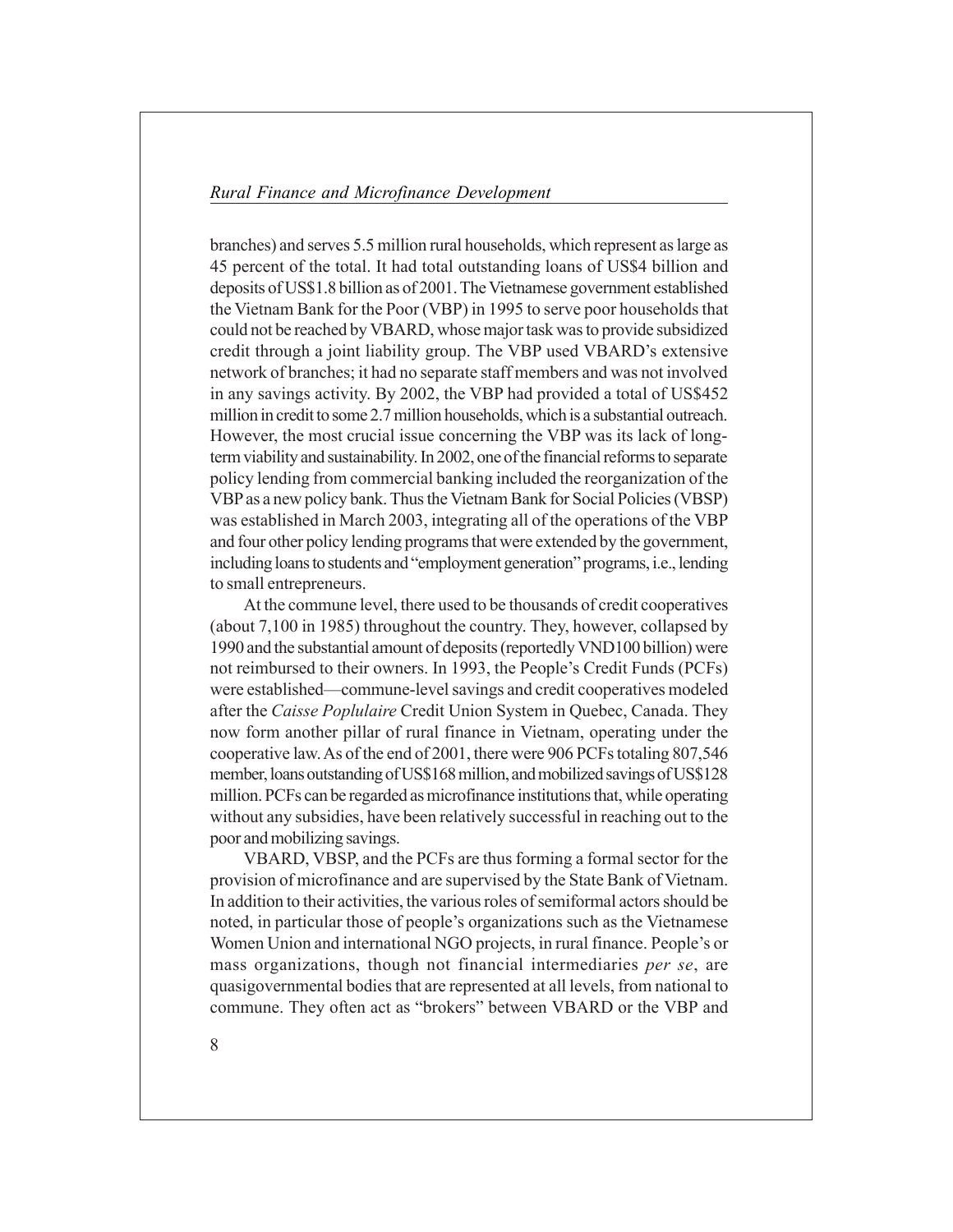branches) and serves 5.5 million rural households, which represent as large as 45 percent of the total. It had total outstanding loans of US$4 billion and deposits of US$1.8 billion as of 2001. The Vietnamese government established the Vietnam Bank for the Poor (VBP) in 1995 to serve poor households that could not be reached by VBARD, whose major task was to provide subsidized credit through a joint liability group. The VBP used VBARD's extensive network of branches; it had no separate staff members and was not involved in any savings activity. By 2002, the VBP had provided a total of US$452 million in credit to some 2.7 million households, which is a substantial outreach. However, the most crucial issue concerning the VBP was its lack of long-term viability and sustainability. In 2002, one of the financial reforms to separate policy lending from commercial banking included the reorganization of the VBP as a new policy bank. Thus the Vietnam Bank for Social Policies (VBSP) was established in March 2003, integrating all of the operations of the VBP and four other policy lending programs that were extended by the government, including loans to students and "employment generation" programs, i.e., lending to small entrepreneurs.

At the commune level, there used to be thousands of credit cooperatives (about 7,100 in 1985) throughout the country. They, however, collapsed by 1990 and the substantial amount of deposits (reportedly VND100 billion) were not reimbursed to their owners. In 1993, the People's Credit Funds (PCFs) were established—commune-level savings and credit cooperatives modeled after the *Caisse Poplulaire* Credit Union System in Quebec, Canada. They now form another pillar of rural finance in Vietnam, operating under the cooperative law. As of the end of 2001, there were 906 PCFs totaling 807,546 member, loans outstanding of US$168 million, and mobilized savings of US$128 million. PCFs can be regarded as microfinance institutions that, while operating without any subsidies, have been relatively successful in reaching out to the poor and mobilizing savings.

VBARD, VBSP, and the PCFs are thus forming a formal sector for the provision of microfinance and are supervised by the State Bank of Vietnam. In addition to their activities, the various roles of semiformal actors should be noted, in particular those of people's organizations such as the Vietnamese Women Union and international NGO projects, in rural finance. People's or mass organizations, though not financial intermediaries *per se*, are quasigovernmental bodies that are represented at all levels, from national to commune. They often act as "brokers" between VBARD or the VBP and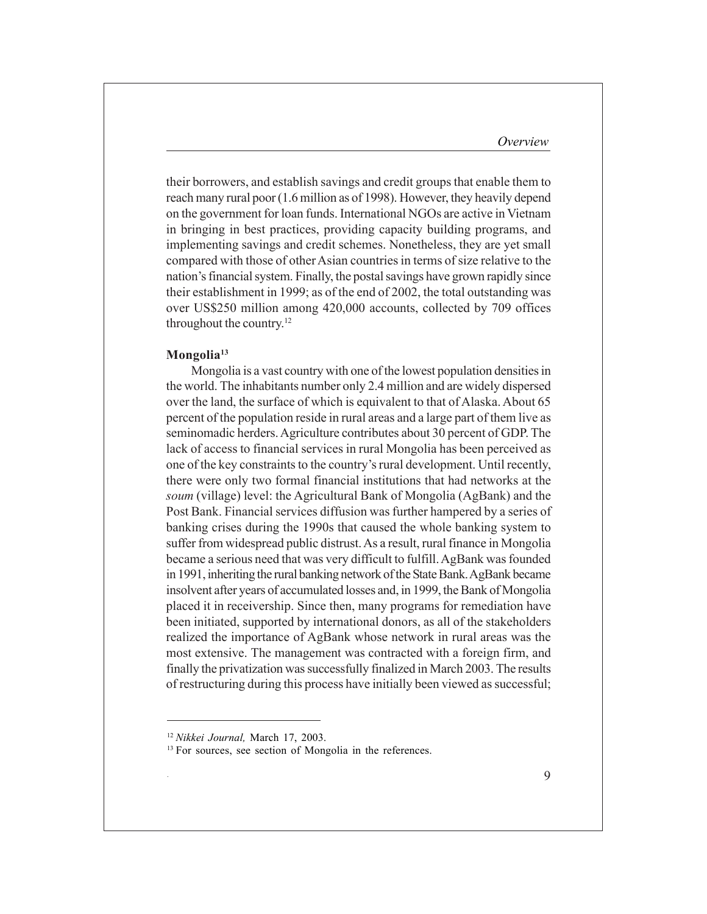their borrowers, and establish savings and credit groups that enable them to reach many rural poor (1.6 million as of 1998). However, they heavily depend on the government for loan funds. International NGOs are active in Vietnam in bringing in best practices, providing capacity building programs, and implementing savings and credit schemes. Nonetheless, they are yet small compared with those of other Asian countries in terms of size relative to the nation's financial system. Finally, the postal savings have grown rapidly since their establishment in 1999; as of the end of 2002, the total outstanding was over US$250 million among 420,000 accounts, collected by 709 offices throughout the country.[12]

**Mongolia[13]**

Mongolia is a vast country with one of the lowest population densities in the world. The inhabitants number only 2.4 million and are widely dispersed over the land, the surface of which is equivalent to that of Alaska. About 65 percent of the population reside in rural areas and a large part of them live as seminomadic herders. Agriculture contributes about 30 percent of GDP. The lack of access to financial services in rural Mongolia has been perceived as one of the key constraints to the country's rural development. Until recently, there were only two formal financial institutions that had networks at the *soum* (village) level: the Agricultural Bank of Mongolia (AgBank) and the Post Bank. Financial services diffusion was further hampered by a series of banking crises during the 1990s that caused the whole banking system to suffer from widespread public distrust. As a result, rural finance in Mongolia became a serious need that was very difficult to fulfill. AgBank was founded in 1991, inheriting the rural banking network of the State Bank. AgBank became insolvent after years of accumulated losses and, in 1999, the Bank of Mongolia placed it in receivership. Since then, many programs for remediation have been initiated, supported by international donors, as all of the stakeholders realized the importance of AgBank whose network in rural areas was the most extensive. The management was contracted with a foreign firm, and finally the privatization was successfully finalized in March 2003. The results of restructuring during this process have initially been viewed as successful;

---

[12] *Nikkei Journal,* March 17, 2003.

[13] For sources, see section of Mongolia in the references.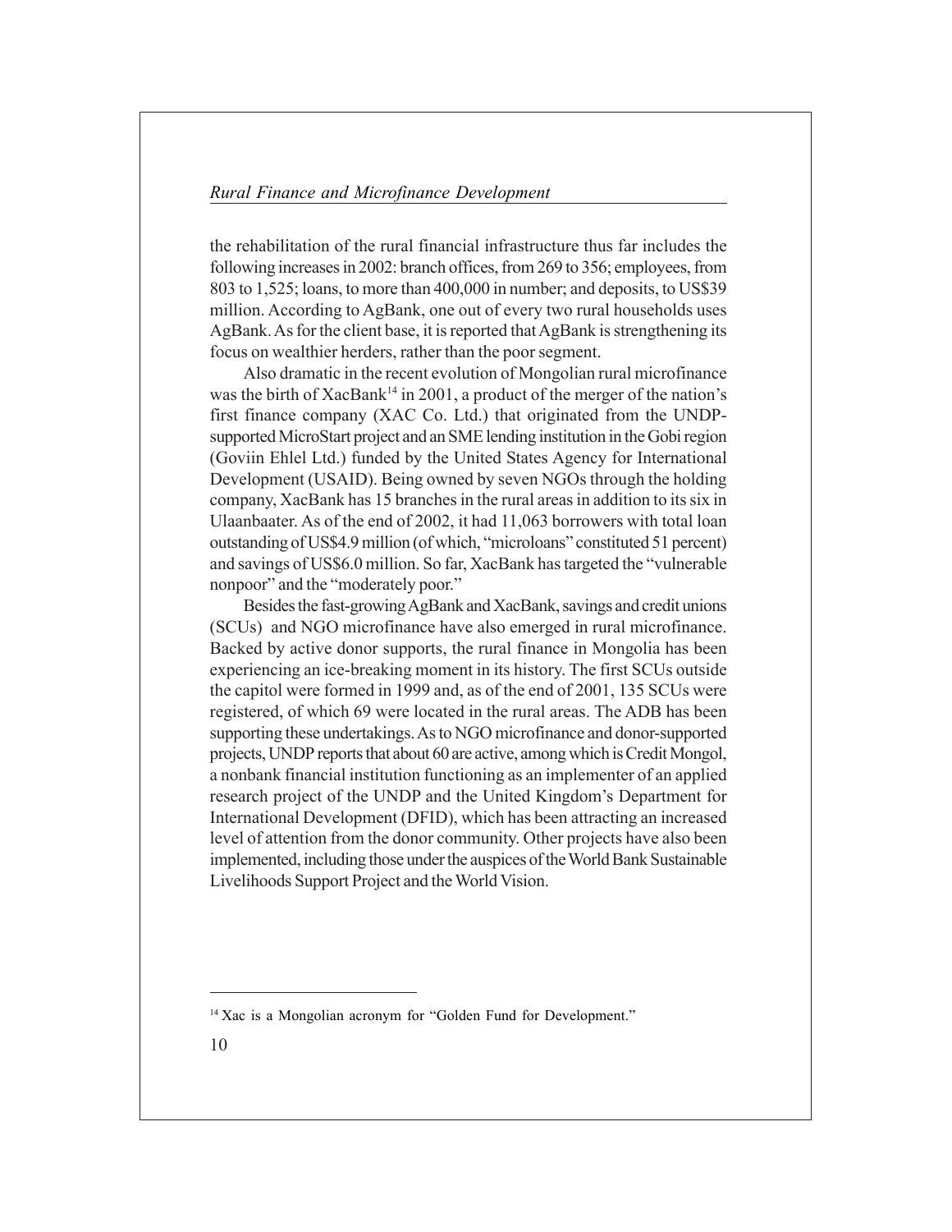the rehabilitation of the rural financial infrastructure thus far includes the following increases in 2002: branch offices, from 269 to 356; employees, from 803 to 1,525; loans, to more than 400,000 in number; and deposits, to US$39 million. According to AgBank, one out of every two rural households uses AgBank. As for the client base, it is reported that AgBank is strengthening its focus on wealthier herders, rather than the poor segment.

Also dramatic in the recent evolution of Mongolian rural microfinance was the birth of XacBank[14] in 2001, a product of the merger of the nation's first finance company (XAC Co. Ltd.) that originated from the UNDP-supported MicroStart project and an SME lending institution in the Gobi region (Goviin Ehlel Ltd.) funded by the United States Agency for International Development (USAID). Being owned by seven NGOs through the holding company, XacBank has 15 branches in the rural areas in addition to its six in Ulaanbaater. As of the end of 2002, it had 11,063 borrowers with total loan outstanding of US$4.9 million (of which, "microloans" constituted 51 percent) and savings of US$6.0 million. So far, XacBank has targeted the "vulnerable nonpoor" and the "moderately poor."

Besides the fast-growing AgBank and XacBank, savings and credit unions (SCUs) and NGO microfinance have also emerged in rural microfinance. Backed by active donor supports, the rural finance in Mongolia has been experiencing an ice-breaking moment in its history. The first SCUs outside the capitol were formed in 1999 and, as of the end of 2001, 135 SCUs were registered, of which 69 were located in the rural areas. The ADB has been supporting these undertakings. As to NGO microfinance and donor-supported projects, UNDP reports that about 60 are active, among which is Credit Mongol, a nonbank financial institution functioning as an implementer of an applied research project of the UNDP and the United Kingdom's Department for International Development (DFID), which has been attracting an increased level of attention from the donor community. Other projects have also been implemented, including those under the auspices of the World Bank Sustainable Livelihoods Support Project and the World Vision.

---

[14] Xac is a Mongolian acronym for "Golden Fund for Development."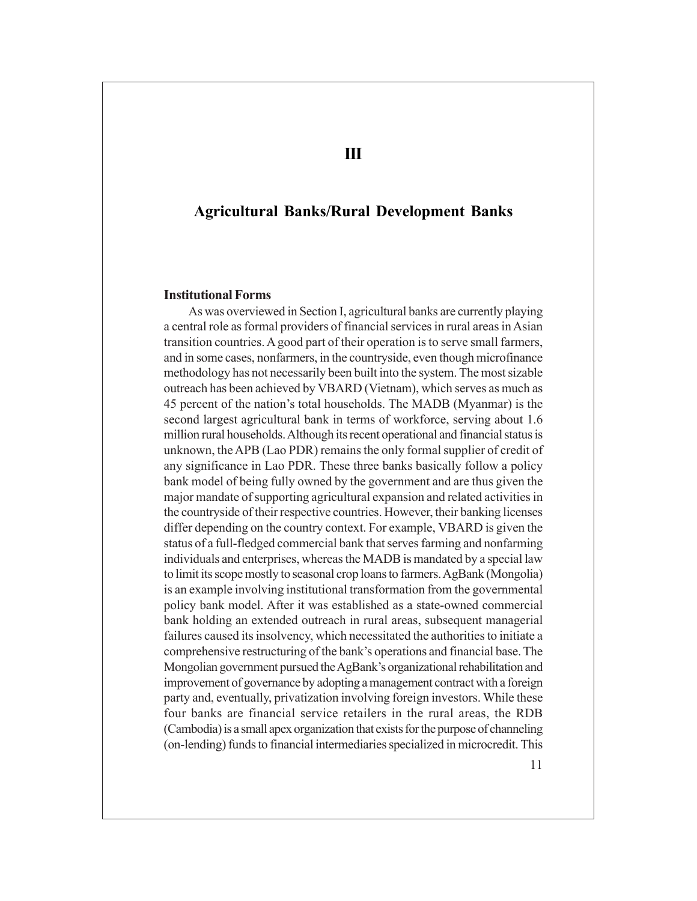# III

## Agricultural Banks/Rural Development Banks

### Institutional Forms

As was overviewed in Section I, agricultural banks are currently playing a central role as formal providers of financial services in rural areas in Asian transition countries. A good part of their operation is to serve small farmers, and in some cases, nonfarmers, in the countryside, even though microfinance methodology has not necessarily been built into the system. The most sizable outreach has been achieved by VBARD (Vietnam), which serves as much as 45 percent of the nation's total households. The MADB (Myanmar) is the second largest agricultural bank in terms of workforce, serving about 1.6 million rural households. Although its recent operational and financial status is unknown, the APB (Lao PDR) remains the only formal supplier of credit of any significance in Lao PDR. These three banks basically follow a policy bank model of being fully owned by the government and are thus given the major mandate of supporting agricultural expansion and related activities in the countryside of their respective countries. However, their banking licenses differ depending on the country context. For example, VBARD is given the status of a full-fledged commercial bank that serves farming and nonfarming individuals and enterprises, whereas the MADB is mandated by a special law to limit its scope mostly to seasonal crop loans to farmers. AgBank (Mongolia) is an example involving institutional transformation from the governmental policy bank model. After it was established as a state-owned commercial bank holding an extended outreach in rural areas, subsequent managerial failures caused its insolvency, which necessitated the authorities to initiate a comprehensive restructuring of the bank's operations and financial base. The Mongolian government pursued the AgBank's organizational rehabilitation and improvement of governance by adopting a management contract with a foreign party and, eventually, privatization involving foreign investors. While these four banks are financial service retailers in the rural areas, the RDB (Cambodia) is a small apex organization that exists for the purpose of channeling (on-lending) funds to financial intermediaries specialized in microcredit. This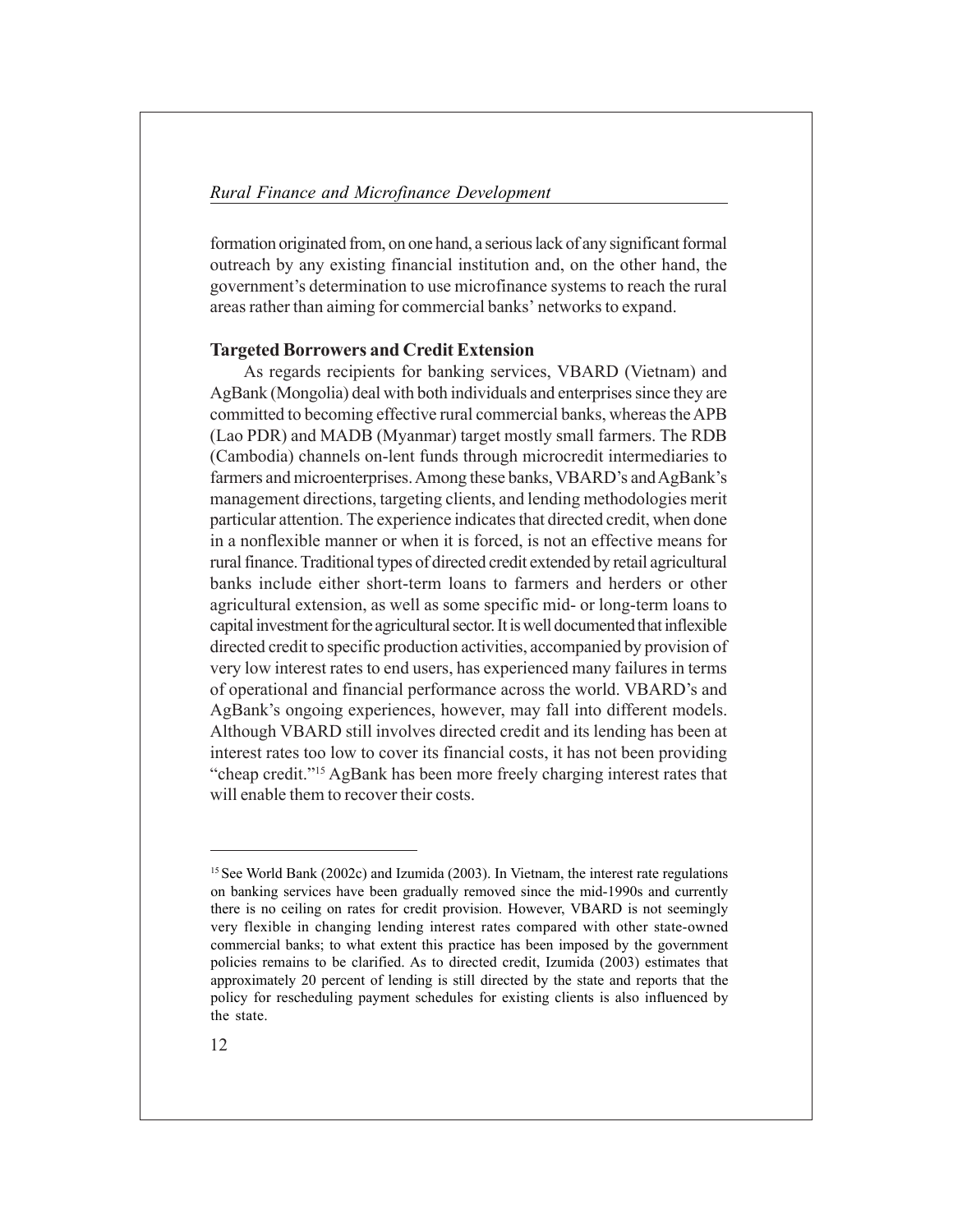formation originated from, on one hand, a serious lack of any significant formal outreach by any existing financial institution and, on the other hand, the government's determination to use microfinance systems to reach the rural areas rather than aiming for commercial banks' networks to expand.

**Targeted Borrowers and Credit Extension**

As regards recipients for banking services, VBARD (Vietnam) and AgBank (Mongolia) deal with both individuals and enterprises since they are committed to becoming effective rural commercial banks, whereas the APB (Lao PDR) and MADB (Myanmar) target mostly small farmers. The RDB (Cambodia) channels on-lent funds through microcredit intermediaries to farmers and microenterprises. Among these banks, VBARD's and AgBank's management directions, targeting clients, and lending methodologies merit particular attention. The experience indicates that directed credit, when done in a nonflexible manner or when it is forced, is not an effective means for rural finance. Traditional types of directed credit extended by retail agricultural banks include either short-term loans to farmers and herders or other agricultural extension, as well as some specific mid- or long-term loans to capital investment for the agricultural sector. It is well documented that inflexible directed credit to specific production activities, accompanied by provision of very low interest rates to end users, has experienced many failures in terms of operational and financial performance across the world. VBARD's and AgBank's ongoing experiences, however, may fall into different models. Although VBARD still involves directed credit and its lending has been at interest rates too low to cover its financial costs, it has not been providing "cheap credit."[15] AgBank has been more freely charging interest rates that will enable them to recover their costs.

---

[15] See World Bank (2002c) and Izumida (2003). In Vietnam, the interest rate regulations on banking services have been gradually removed since the mid-1990s and currently there is no ceiling on rates for credit provision. However, VBARD is not seemingly very flexible in changing lending interest rates compared with other state-owned commercial banks; to what extent this practice has been imposed by the government policies remains to be clarified. As to directed credit, Izumida (2003) estimates that approximately 20 percent of lending is still directed by the state and reports that the policy for rescheduling payment schedules for existing clients is also influenced by the state.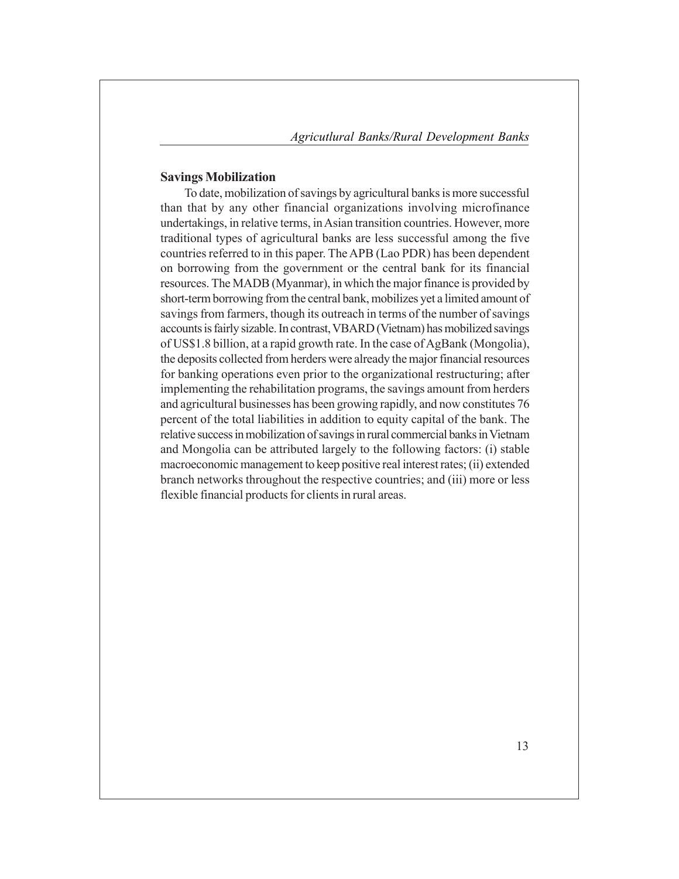### Savings Mobilization

To date, mobilization of savings by agricultural banks is more successful than that by any other financial organizations involving microfinance undertakings, in relative terms, in Asian transition countries. However, more traditional types of agricultural banks are less successful among the five countries referred to in this paper. The APB (Lao PDR) has been dependent on borrowing from the government or the central bank for its financial resources. The MADB (Myanmar), in which the major finance is provided by short-term borrowing from the central bank, mobilizes yet a limited amount of savings from farmers, though its outreach in terms of the number of savings accounts is fairly sizable. In contrast, VBARD (Vietnam) has mobilized savings of US$1.8 billion, at a rapid growth rate. In the case of AgBank (Mongolia), the deposits collected from herders were already the major financial resources for banking operations even prior to the organizational restructuring; after implementing the rehabilitation programs, the savings amount from herders and agricultural businesses has been growing rapidly, and now constitutes 76 percent of the total liabilities in addition to equity capital of the bank. The relative success in mobilization of savings in rural commercial banks in Vietnam and Mongolia can be attributed largely to the following factors: (i) stable macroeconomic management to keep positive real interest rates; (ii) extended branch networks throughout the respective countries; and (iii) more or less flexible financial products for clients in rural areas.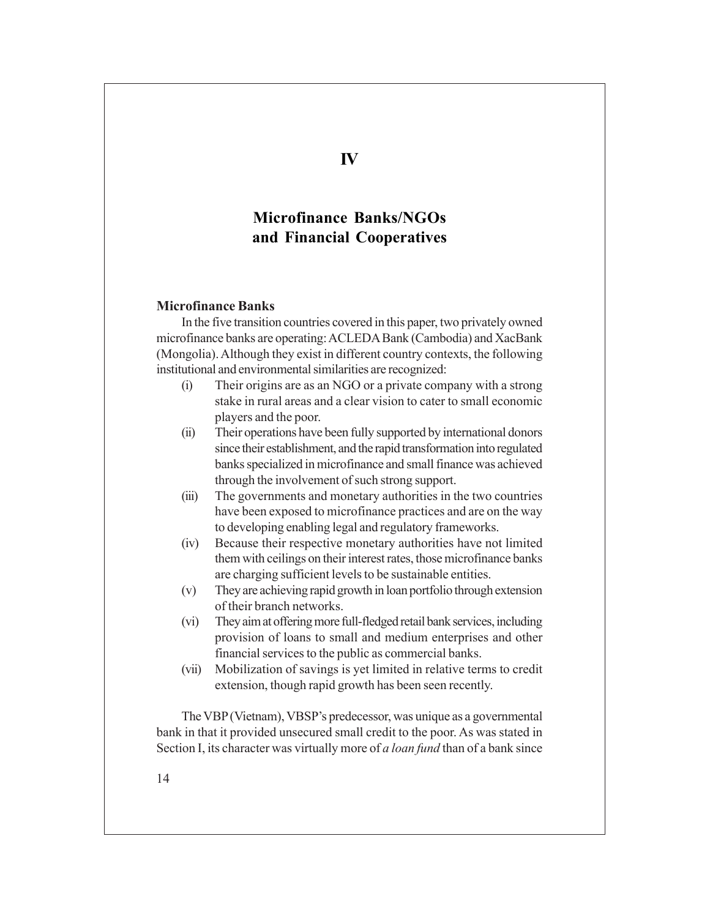# IV

# Microfinance Banks/NGOs and Financial Cooperatives

## Microfinance Banks

In the five transition countries covered in this paper, two privately owned microfinance banks are operating: ACLEDA Bank (Cambodia) and XacBank (Mongolia). Although they exist in different country contexts, the following institutional and environmental similarities are recognized:

(i) Their origins are as an NGO or a private company with a strong stake in rural areas and a clear vision to cater to small economic players and the poor.

(ii) Their operations have been fully supported by international donors since their establishment, and the rapid transformation into regulated banks specialized in microfinance and small finance was achieved through the involvement of such strong support.

(iii) The governments and monetary authorities in the two countries have been exposed to microfinance practices and are on the way to developing enabling legal and regulatory frameworks.

(iv) Because their respective monetary authorities have not limited them with ceilings on their interest rates, those microfinance banks are charging sufficient levels to be sustainable entities.

(v) They are achieving rapid growth in loan portfolio through extension of their branch networks.

(vi) They aim at offering more full-fledged retail bank services, including provision of loans to small and medium enterprises and other financial services to the public as commercial banks.

(vii) Mobilization of savings is yet limited in relative terms to credit extension, though rapid growth has been seen recently.

The VBP (Vietnam), VBSP's predecessor, was unique as a governmental bank in that it provided unsecured small credit to the poor. As was stated in Section I, its character was virtually more of *a loan fund* than of a bank since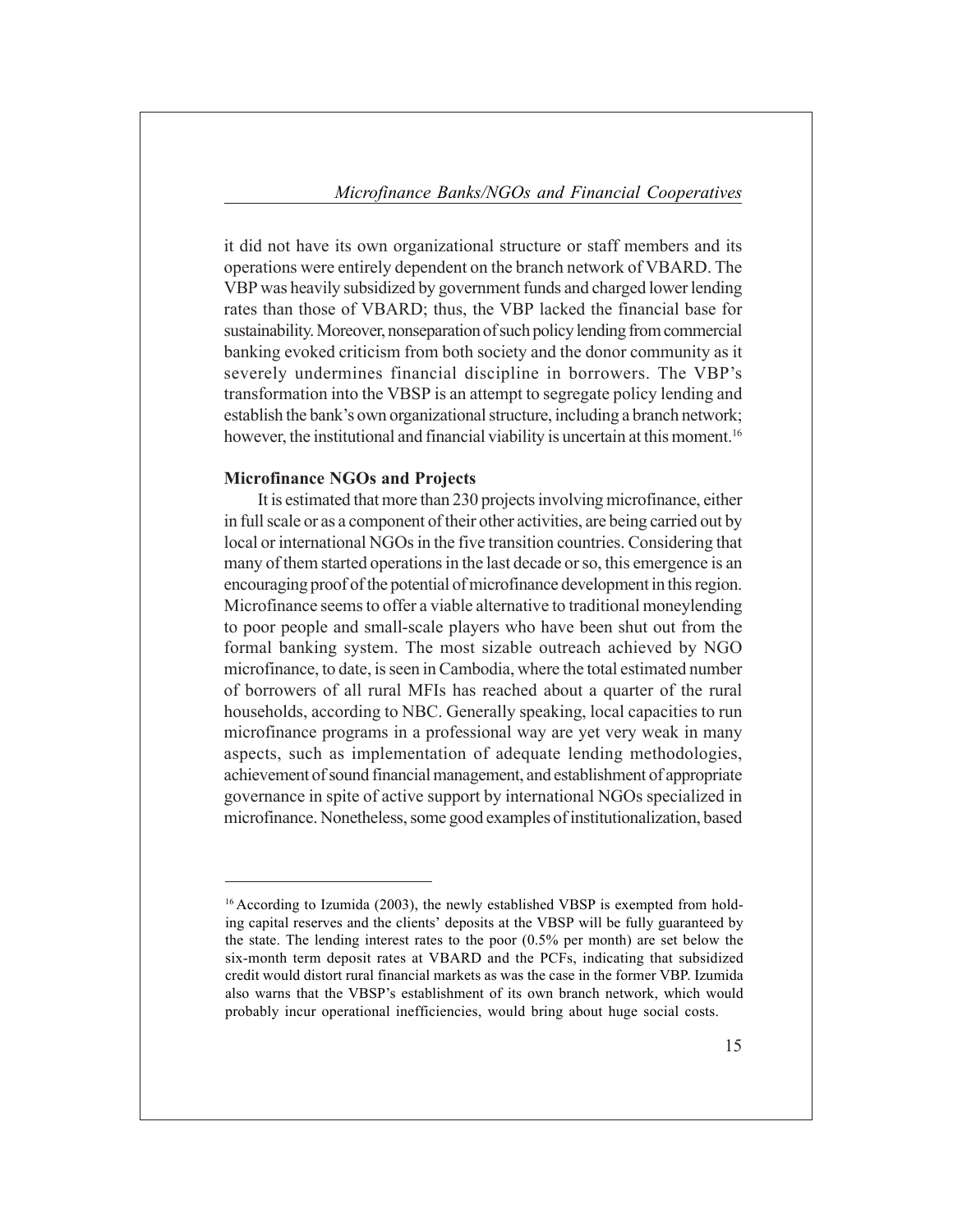it did not have its own organizational structure or staff members and its operations were entirely dependent on the branch network of VBARD. The VBP was heavily subsidized by government funds and charged lower lending rates than those of VBARD; thus, the VBP lacked the financial base for sustainability. Moreover, nonseparation of such policy lending from commercial banking evoked criticism from both society and the donor community as it severely undermines financial discipline in borrowers. The VBP's transformation into the VBSP is an attempt to segregate policy lending and establish the bank's own organizational structure, including a branch network; however, the institutional and financial viability is uncertain at this moment.[16]

### Microfinance NGOs and Projects

It is estimated that more than 230 projects involving microfinance, either in full scale or as a component of their other activities, are being carried out by local or international NGOs in the five transition countries. Considering that many of them started operations in the last decade or so, this emergence is an encouraging proof of the potential of microfinance development in this region. Microfinance seems to offer a viable alternative to traditional moneylending to poor people and small-scale players who have been shut out from the formal banking system. The most sizable outreach achieved by NGO microfinance, to date, is seen in Cambodia, where the total estimated number of borrowers of all rural MFIs has reached about a quarter of the rural households, according to NBC. Generally speaking, local capacities to run microfinance programs in a professional way are yet very weak in many aspects, such as implementation of adequate lending methodologies, achievement of sound financial management, and establishment of appropriate governance in spite of active support by international NGOs specialized in microfinance. Nonetheless, some good examples of institutionalization, based

---

[16] According to Izumida (2003), the newly established VBSP is exempted from holding capital reserves and the clients' deposits at the VBSP will be fully guaranteed by the state. The lending interest rates to the poor (0.5% per month) are set below the six-month term deposit rates at VBARD and the PCFs, indicating that subsidized credit would distort rural financial markets as was the case in the former VBP. Izumida also warns that the VBSP's establishment of its own branch network, which would probably incur operational inefficiencies, would bring about huge social costs.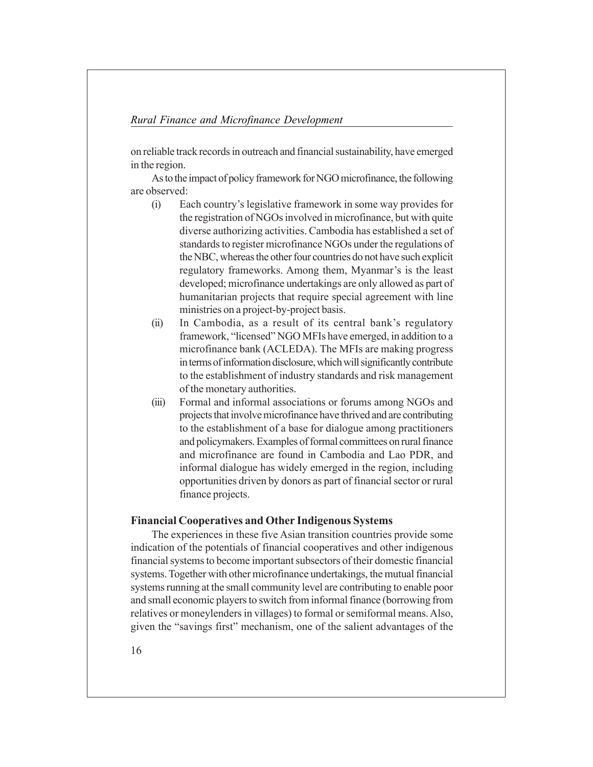on reliable track records in outreach and financial sustainability, have emerged in the region.

As to the impact of policy framework for NGO microfinance, the following are observed:

(i) Each country's legislative framework in some way provides for the registration of NGOs involved in microfinance, but with quite diverse authorizing activities. Cambodia has established a set of standards to register microfinance NGOs under the regulations of the NBC, whereas the other four countries do not have such explicit regulatory frameworks. Among them, Myanmar's is the least developed; microfinance undertakings are only allowed as part of humanitarian projects that require special agreement with line ministries on a project-by-project basis.

(ii) In Cambodia, as a result of its central bank's regulatory framework, "licensed" NGO MFIs have emerged, in addition to a microfinance bank (ACLEDA). The MFIs are making progress in terms of information disclosure, which will significantly contribute to the establishment of industry standards and risk management of the monetary authorities.

(iii) Formal and informal associations or forums among NGOs and projects that involve microfinance have thrived and are contributing to the establishment of a base for dialogue among practitioners and policymakers. Examples of formal committees on rural finance and microfinance are found in Cambodia and Lao PDR, and informal dialogue has widely emerged in the region, including opportunities driven by donors as part of financial sector or rural finance projects.

## Financial Cooperatives and Other Indigenous Systems

The experiences in these five Asian transition countries provide some indication of the potentials of financial cooperatives and other indigenous financial systems to become important subsectors of their domestic financial systems. Together with other microfinance undertakings, the mutual financial systems running at the small community level are contributing to enable poor and small economic players to switch from informal finance (borrowing from relatives or moneylenders in villages) to formal or semiformal means. Also, given the "savings first" mechanism, one of the salient advantages of the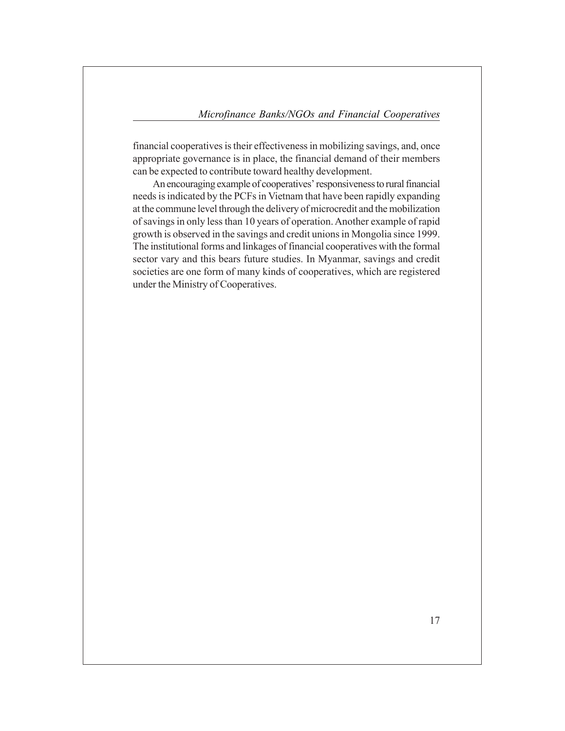financial cooperatives is their effectiveness in mobilizing savings, and, once appropriate governance is in place, the financial demand of their members can be expected to contribute toward healthy development.

An encouraging example of cooperatives' responsiveness to rural financial needs is indicated by the PCFs in Vietnam that have been rapidly expanding at the commune level through the delivery of microcredit and the mobilization of savings in only less than 10 years of operation. Another example of rapid growth is observed in the savings and credit unions in Mongolia since 1999. The institutional forms and linkages of financial cooperatives with the formal sector vary and this bears future studies. In Myanmar, savings and credit societies are one form of many kinds of cooperatives, which are registered under the Ministry of Cooperatives.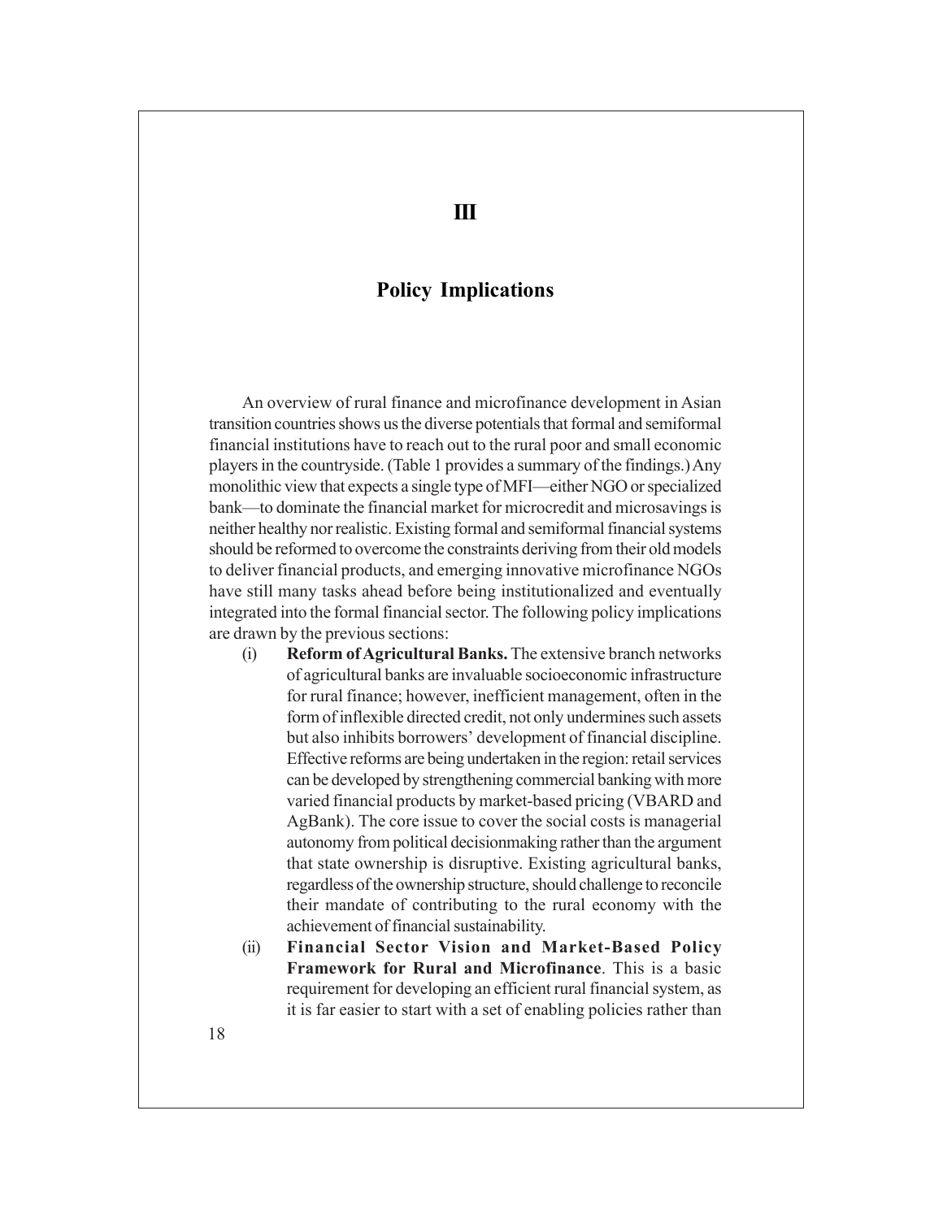# III

## Policy Implications

An overview of rural finance and microfinance development in Asian transition countries shows us the diverse potentials that formal and semiformal financial institutions have to reach out to the rural poor and small economic players in the countryside. (Table 1 provides a summary of the findings.) Any monolithic view that expects a single type of MFI—either NGO or specialized bank—to dominate the financial market for microcredit and microsavings is neither healthy nor realistic. Existing formal and semiformal financial systems should be reformed to overcome the constraints deriving from their old models to deliver financial products, and emerging innovative microfinance NGOs have still many tasks ahead before being institutionalized and eventually integrated into the formal financial sector. The following policy implications are drawn by the previous sections:

(i) **Reform of Agricultural Banks.** The extensive branch networks of agricultural banks are invaluable socioeconomic infrastructure for rural finance; however, inefficient management, often in the form of inflexible directed credit, not only undermines such assets but also inhibits borrowers' development of financial discipline. Effective reforms are being undertaken in the region: retail services can be developed by strengthening commercial banking with more varied financial products by market-based pricing (VBARD and AgBank). The core issue to cover the social costs is managerial autonomy from political decisionmaking rather than the argument that state ownership is disruptive. Existing agricultural banks, regardless of the ownership structure, should challenge to reconcile their mandate of contributing to the rural economy with the achievement of financial sustainability.

(ii) **Financial Sector Vision and Market-Based Policy Framework for Rural and Microfinance**. This is a basic requirement for developing an efficient rural financial system, as it is far easier to start with a set of enabling policies rather than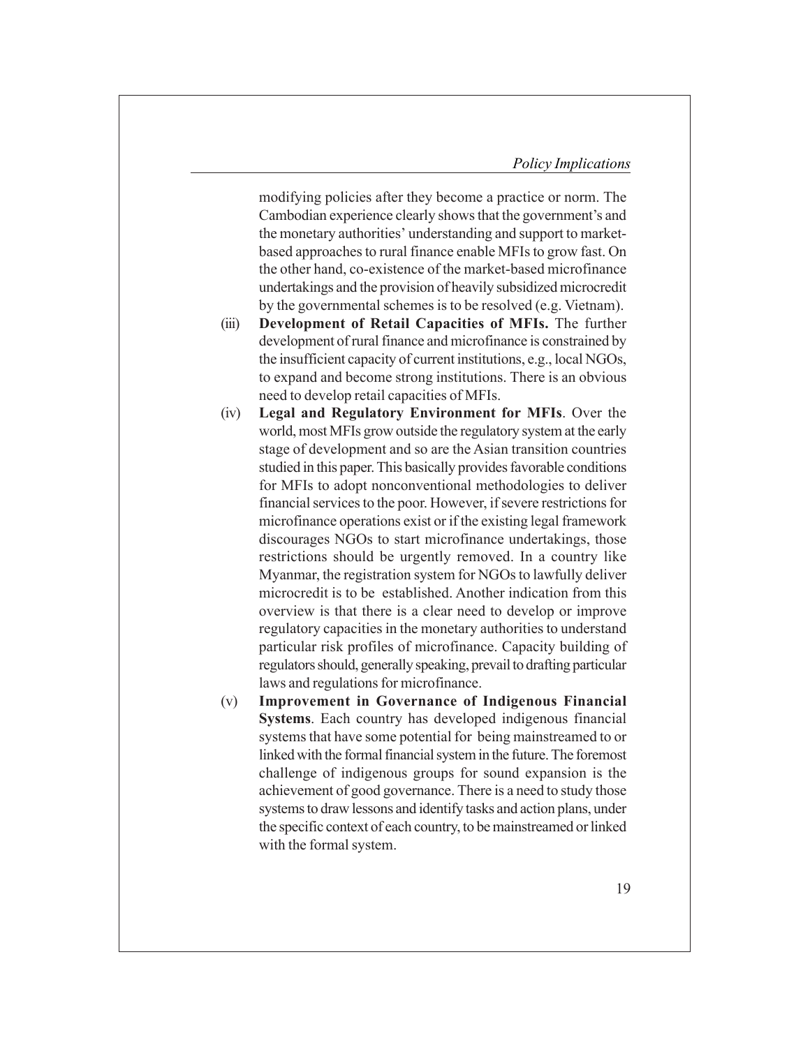modifying policies after they become a practice or norm. The Cambodian experience clearly shows that the government's and the monetary authorities' understanding and support to market-based approaches to rural finance enable MFIs to grow fast. On the other hand, co-existence of the market-based microfinance undertakings and the provision of heavily subsidized microcredit by the governmental schemes is to be resolved (e.g. Vietnam).

(iii) **Development of Retail Capacities of MFIs.** The further development of rural finance and microfinance is constrained by the insufficient capacity of current institutions, e.g., local NGOs, to expand and become strong institutions. There is an obvious need to develop retail capacities of MFIs.

(iv) **Legal and Regulatory Environment for MFIs**. Over the world, most MFIs grow outside the regulatory system at the early stage of development and so are the Asian transition countries studied in this paper. This basically provides favorable conditions for MFIs to adopt nonconventional methodologies to deliver financial services to the poor. However, if severe restrictions for microfinance operations exist or if the existing legal framework discourages NGOs to start microfinance undertakings, those restrictions should be urgently removed. In a country like Myanmar, the registration system for NGOs to lawfully deliver microcredit is to be established. Another indication from this overview is that there is a clear need to develop or improve regulatory capacities in the monetary authorities to understand particular risk profiles of microfinance. Capacity building of regulators should, generally speaking, prevail to drafting particular laws and regulations for microfinance.

(v) **Improvement in Governance of Indigenous Financial Systems**. Each country has developed indigenous financial systems that have some potential for being mainstreamed to or linked with the formal financial system in the future. The foremost challenge of indigenous groups for sound expansion is the achievement of good governance. There is a need to study those systems to draw lessons and identify tasks and action plans, under the specific context of each country, to be mainstreamed or linked with the formal system.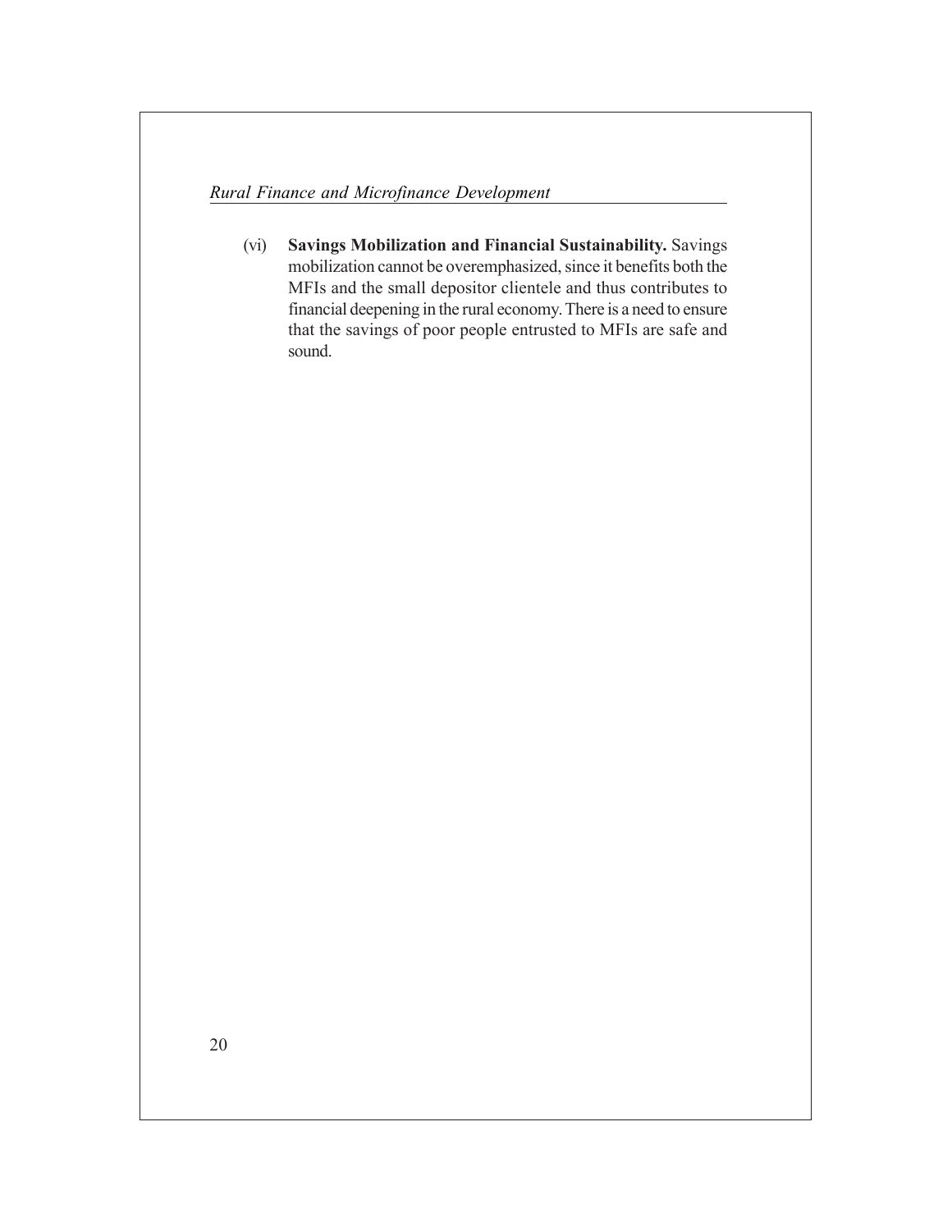(vi) **Savings Mobilization and Financial Sustainability.** Savings mobilization cannot be overemphasized, since it benefits both the MFIs and the small depositor clientele and thus contributes to financial deepening in the rural economy. There is a need to ensure that the savings of poor people entrusted to MFIs are safe and sound.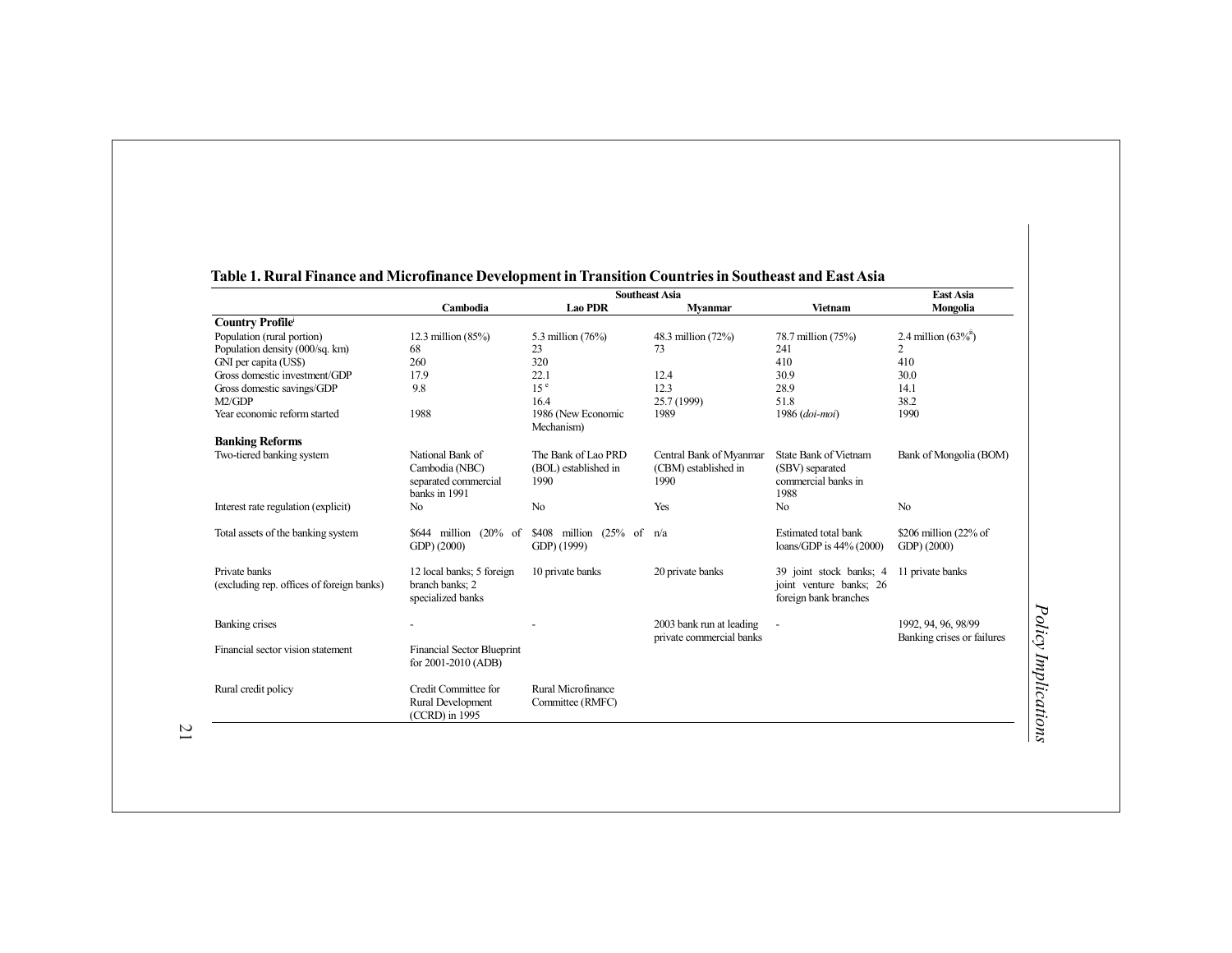**Table 1. Rural Finance and Microfinance Development in Transition Countries in Southeast and East Asia**

| | Southeast Asia | | | | East Asia |
|---|---|---|---|---|---|
| | Cambodia | Lao PDR | Myanmar | Vietnam | Mongolia |
| **Country Profile**[i] | | | | | |
| Population (rural portion) | 12.3 million (85%) | 5.3 million (76%) | 48.3 million (72%) | 78.7 million (75%) | 2.4 million (63%[ii]) |
| Population density (000/sq. km) | 68 | 23 | 73 | 241 | 2 |
| GNI per capita (US$) | 260 | 320 | | 410 | 410 |
| Gross domestic investment/GDP | 17.9 | 22.1 | 12.4 | 30.9 | 30.0 |
| Gross domestic savings/GDP | 9.8 | 15[e] | 12.3 | 28.9 | 14.1 |
| M2/GDP | | 16.4 | 25.7 (1999) | 51.8 | 38.2 |
| Year economic reform started | 1988 | 1986 (New Economic Mechanism) | 1989 | 1986 (*doi-moi*) | 1990 |
| **Banking Reforms** | | | | | |
| Two-tiered banking system | National Bank of Cambodia (NBC) separated commercial banks in 1991 | The Bank of Lao PRD (BOL) established in 1990 | Central Bank of Myanmar (CBM) established in 1990 | State Bank of Vietnam (SBV) separated commercial banks in 1988 | Bank of Mongolia (BOM) |
| Interest rate regulation (explicit) | No | No | Yes | No | No |
| Total assets of the banking system | $644 million (20% of GDP) (2000) | $408 million (25% of GDP) (1999) | n/a | Estimated total bank loans/GDP is 44% (2000) | $206 million (22% of GDP) (2000) |
| Private banks (excluding rep. offices of foreign banks) | 12 local banks; 5 foreign branch banks; 2 specialized banks | 10 private banks | 20 private banks | 39 joint stock banks; 4 joint venture banks; 26 foreign bank branches | 11 private banks |
| Banking crises | - | - | 2003 bank run at leading private commercial banks | - | 1992, 94, 96, 98/99 Banking crises or failures |
| Financial sector vision statement | Financial Sector Blueprint for 2001-2010 (ADB) | | | | |
| Rural credit policy | Credit Committee for Rural Development (CCRD) in 1995 | Rural Microfinance Committee (RMFC) | | | |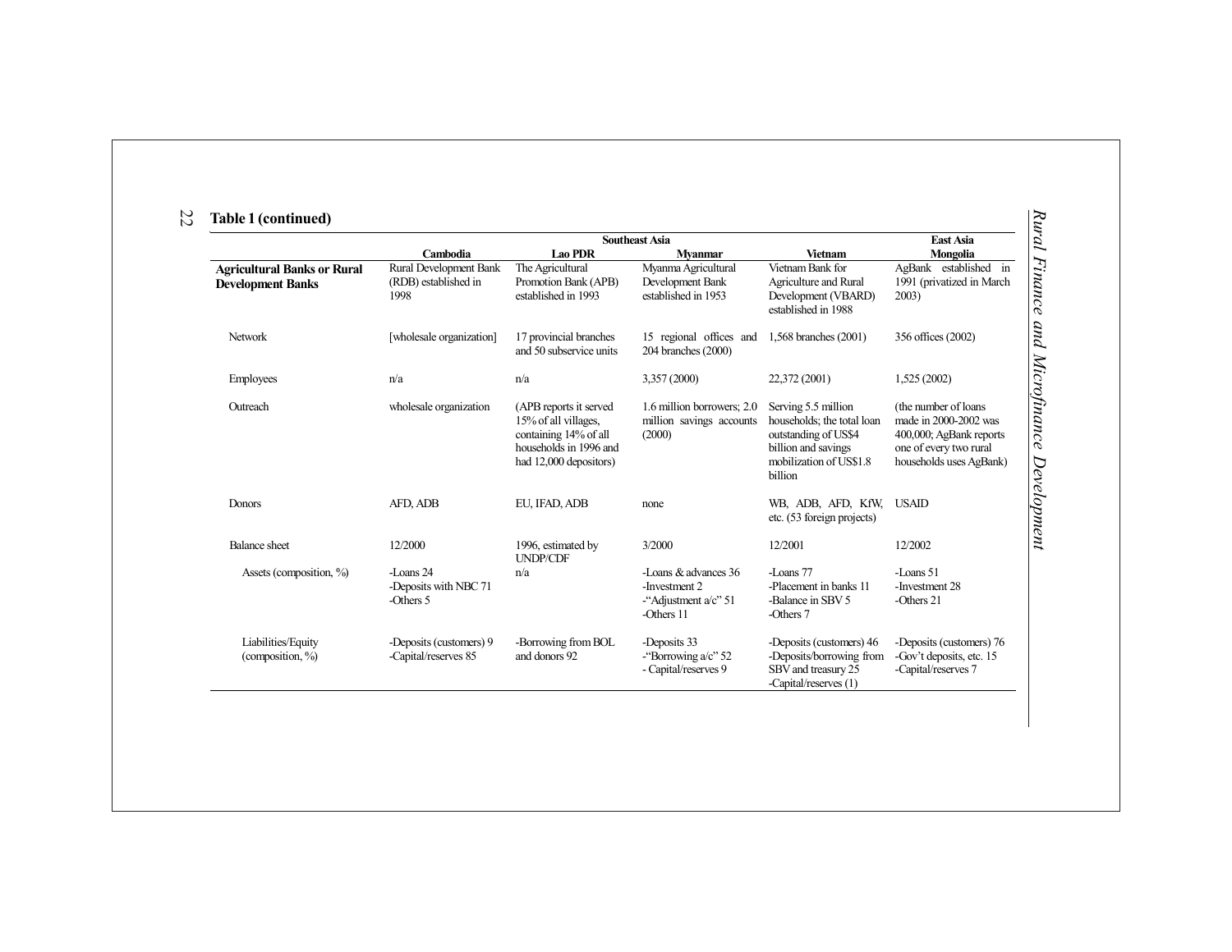**Table 1 (continued)**

| | Southeast Asia | | | | East Asia |
|---|---|---|---|---|---|
| | Cambodia | Lao PDR | Myanmar | Vietnam | Mongolia |
| **Agricultural Banks or Rural Development Banks** | Rural Development Bank (RDB) established in 1998 | The Agricultural Promotion Bank (APB) established in 1993 | Myanma Agricultural Development Bank established in 1953 | Vietnam Bank for Agriculture and Rural Development (VBARD) established in 1988 | AgBank established in 1991 (privatized in March 2003) |
| Network | [wholesale organization] | 17 provincial branches and 50 subservice units | 15 regional offices and 204 branches (2000) | 1,568 branches (2001) | 356 offices (2002) |
| Employees | n/a | n/a | 3,357 (2000) | 22,372 (2001) | 1,525 (2002) |
| Outreach | wholesale organization | (APB reports it served 15% of all villages, containing 14% of all households in 1996 and had 12,000 depositors) | 1.6 million borrowers; 2.0 million savings accounts (2000) | Serving 5.5 million households; the total loan outstanding of US$4 billion and savings mobilization of US$1.8 billion | (the number of loans made in 2000-2002 was 400,000; AgBank reports one of every two rural households uses AgBank) |
| Donors | AFD, ADB | EU, IFAD, ADB | none | WB, ADB, AFD, KfW, etc. (53 foreign projects) | USAID |
| Balance sheet | 12/2000 | 1996, estimated by UNDP/CDF | 3/2000 | 12/2001 | 12/2002 |
| Assets (composition, %) | -Loans 24<br>-Deposits with NBC 71<br>-Others 5 | n/a | -Loans & advances 36<br>-Investment 2<br>-"Adjustment a/c" 51<br>-Others 11 | -Loans 77<br>-Placement in banks 11<br>-Balance in SBV 5<br>-Others 7 | -Loans 51<br>-Investment 28<br>-Others 21 |
| Liabilities/Equity (composition, %) | -Deposits (customers) 9<br>-Capital/reserves 85 | -Borrowing from BOL and donors 92 | -Deposits 33<br>-"Borrowing a/c" 52<br>- Capital/reserves 9 | -Deposits (customers) 46<br>-Deposits/borrowing from SBV and treasury 25<br>-Capital/reserves (1) | -Deposits (customers) 76<br>-Gov't deposits, etc. 15<br>-Capital/reserves 7 |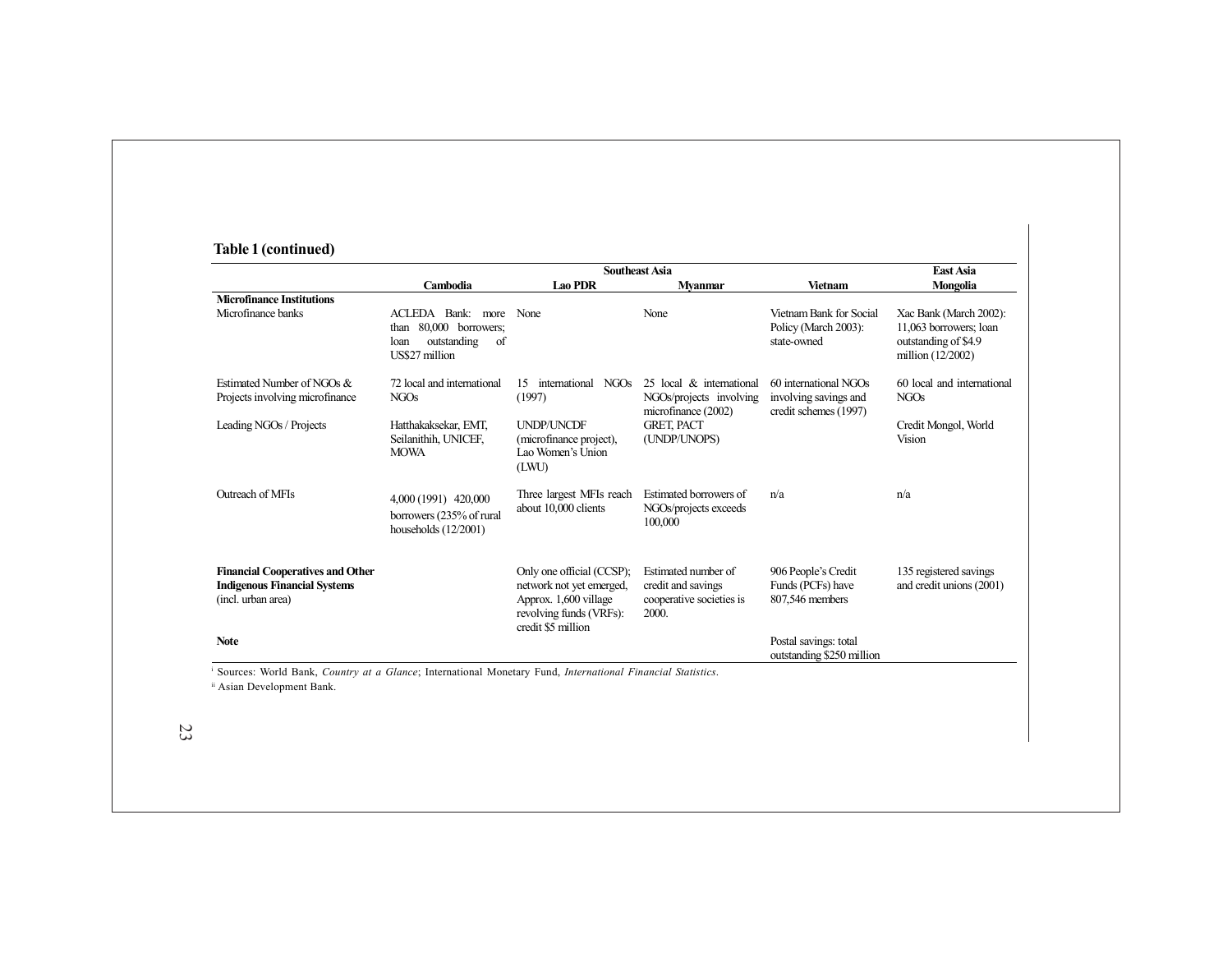**Table 1 (continued)**

| | Southeast Asia | | | | East Asia |
|---|---|---|---|---|---|
| | Cambodia | Lao PDR | Myanmar | Vietnam | Mongolia |
| **Microfinance Institutions** | | | | | |
| Microfinance banks | ACLEDA Bank: more than 80,000 borrowers; loan outstanding of US$27 million | None | None | Vietnam Bank for Social Policy (March 2003): state-owned | Xac Bank (March 2002): 11,063 borrowers; loan outstanding of $4.9 million (12/2002) |
| Estimated Number of NGOs & Projects involving microfinance | 72 local and international NGOs | 15 international NGOs (1997) | 25 local & international NGOs/projects involving microfinance (2002) | 60 international NGOs involving savings and credit schemes (1997) | 60 local and international NGOs |
| Leading NGOs / Projects | Hatthakaksekar, EMT, Seilanithih, UNICEF, MOWA | UNDP/UNCDF (microfinance project), Lao Women's Union (LWU) | GRET, PACT (UNDP/UNOPS) | | Credit Mongol, World Vision |
| Outreach of MFIs | 4,000 (1991) 420,000 borrowers (235% of rural households (12/2001) | Three largest MFIs reach about 10,000 clients | Estimated borrowers of NGOs/projects exceeds 100,000 | n/a | n/a |
| **Financial Cooperatives and Other Indigenous Financial Systems** (incl. urban area) | | Only one official (CCSP); network not yet emerged, Approx. 1,600 village revolving funds (VRFs): credit $5 million | Estimated number of credit and savings cooperative societies is 2000. | 906 People's Credit Funds (PCFs) have 807,546 members | 135 registered savings and credit unions (2001) |
| **Note** | | | | Postal savings: total outstanding $250 million | |

[i] Sources: World Bank, *Country at a Glance*; International Monetary Fund, *International Financial Statistics*.

[ii] Asian Development Bank.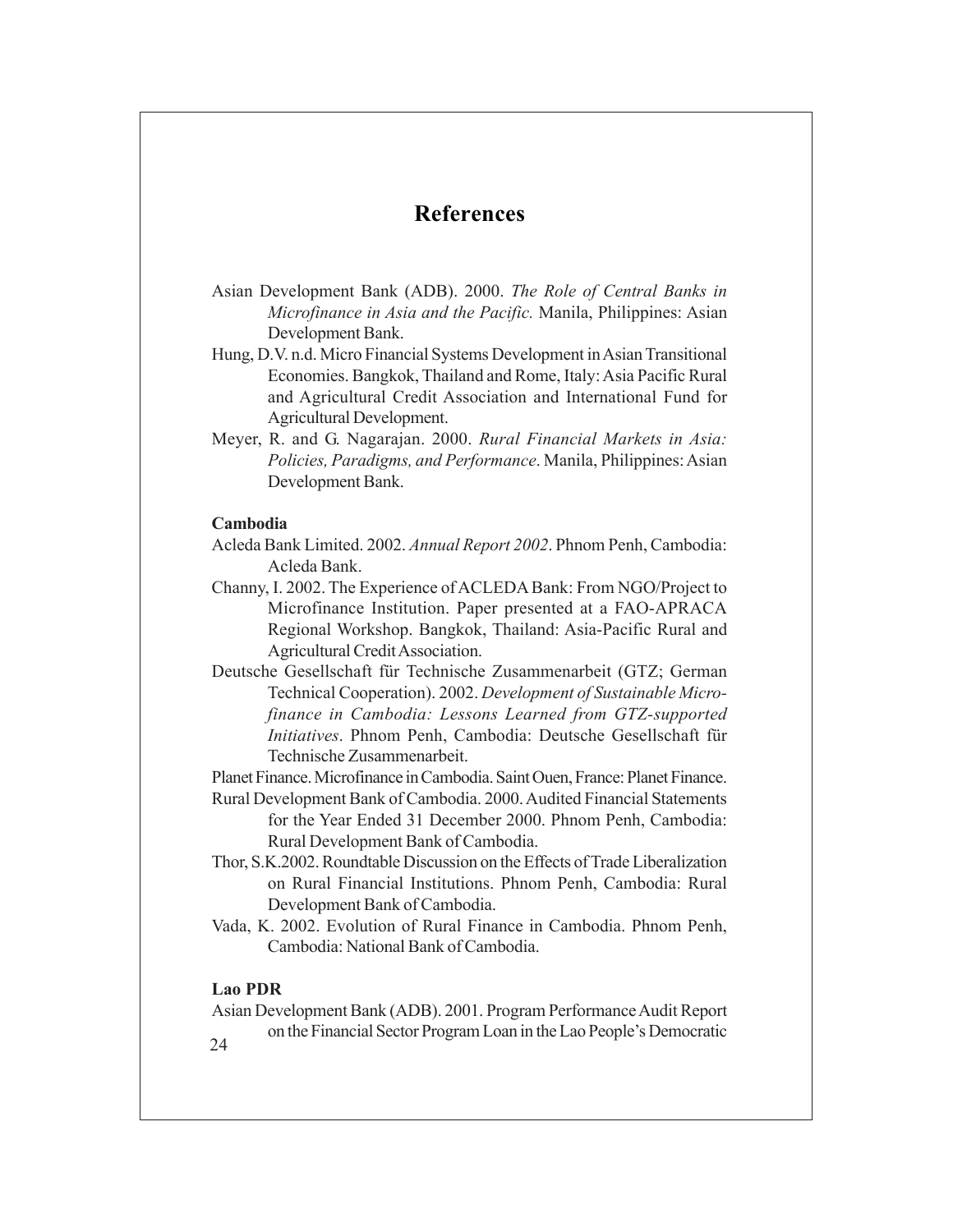# References

Asian Development Bank (ADB). 2000. *The Role of Central Banks in Microfinance in Asia and the Pacific.* Manila, Philippines: Asian Development Bank.

Hung, D.V. n.d. Micro Financial Systems Development in Asian Transitional Economies. Bangkok, Thailand and Rome, Italy: Asia Pacific Rural and Agricultural Credit Association and International Fund for Agricultural Development.

Meyer, R. and G. Nagarajan. 2000. *Rural Financial Markets in Asia: Policies, Paradigms, and Performance*. Manila, Philippines: Asian Development Bank.

**Cambodia**

Acleda Bank Limited. 2002. *Annual Report 2002*. Phnom Penh, Cambodia: Acleda Bank.

Channy, I. 2002. The Experience of ACLEDA Bank: From NGO/Project to Microfinance Institution. Paper presented at a FAO-APRACA Regional Workshop. Bangkok, Thailand: Asia-Pacific Rural and Agricultural Credit Association.

Deutsche Gesellschaft für Technische Zusammenarbeit (GTZ; German Technical Cooperation). 2002. *Development of Sustainable Microfinance in Cambodia: Lessons Learned from GTZ-supported Initiatives*. Phnom Penh, Cambodia: Deutsche Gesellschaft für Technische Zusammenarbeit.

Planet Finance. Microfinance in Cambodia. Saint Ouen, France: Planet Finance.

Rural Development Bank of Cambodia. 2000. Audited Financial Statements for the Year Ended 31 December 2000. Phnom Penh, Cambodia: Rural Development Bank of Cambodia.

Thor, S.K.2002. Roundtable Discussion on the Effects of Trade Liberalization on Rural Financial Institutions. Phnom Penh, Cambodia: Rural Development Bank of Cambodia.

Vada, K. 2002. Evolution of Rural Finance in Cambodia. Phnom Penh, Cambodia: National Bank of Cambodia.

**Lao PDR**

Asian Development Bank (ADB). 2001. Program Performance Audit Report on the Financial Sector Program Loan in the Lao People's Democratic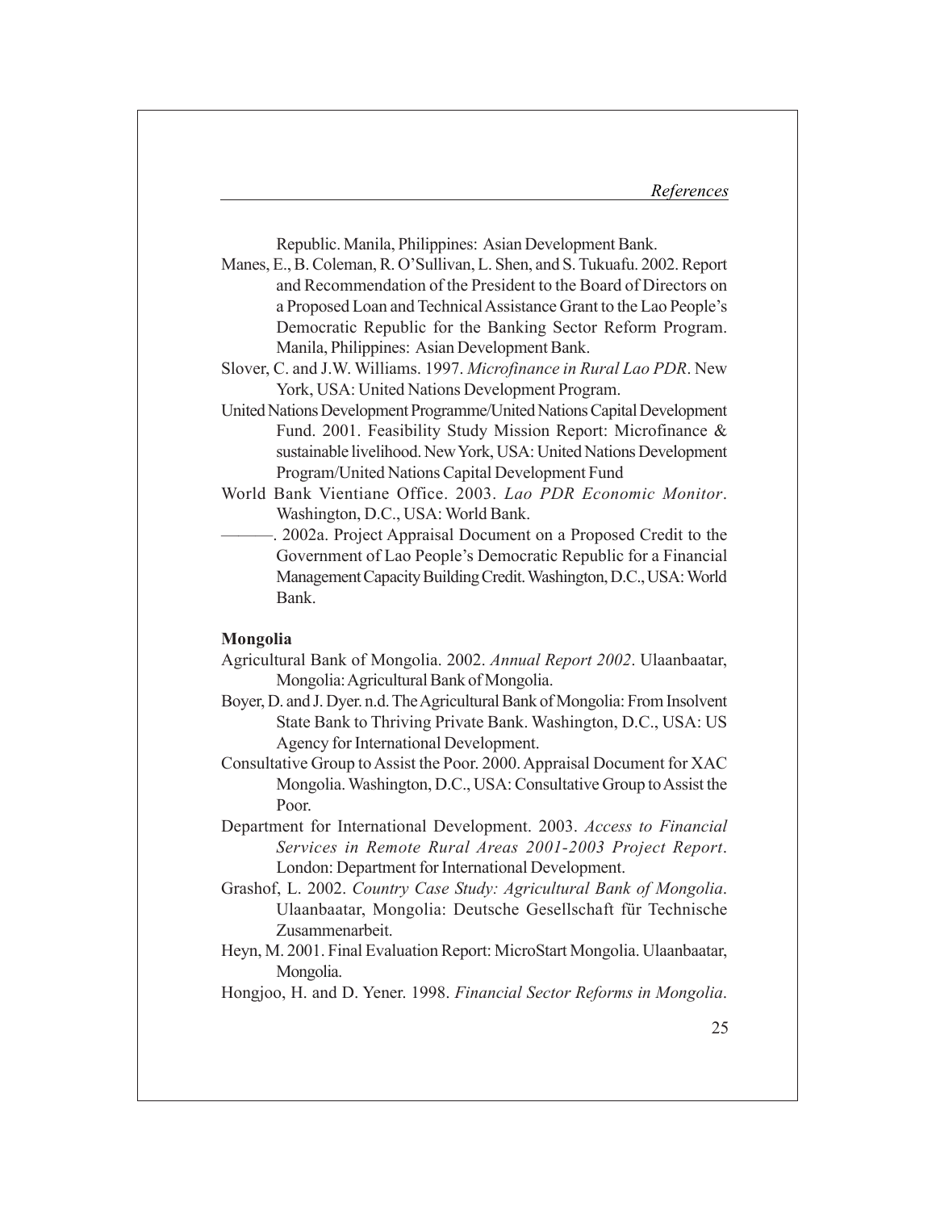Republic. Manila, Philippines: Asian Development Bank.

Manes, E., B. Coleman, R. O'Sullivan, L. Shen, and S. Tukuafu. 2002. Report and Recommendation of the President to the Board of Directors on a Proposed Loan and Technical Assistance Grant to the Lao People's Democratic Republic for the Banking Sector Reform Program. Manila, Philippines: Asian Development Bank.

Slover, C. and J.W. Williams. 1997. *Microfinance in Rural Lao PDR*. New York, USA: United Nations Development Program.

United Nations Development Programme/United Nations Capital Development Fund. 2001. Feasibility Study Mission Report: Microfinance & sustainable livelihood. New York, USA: United Nations Development Program/United Nations Capital Development Fund

World Bank Vientiane Office. 2003. *Lao PDR Economic Monitor*. Washington, D.C., USA: World Bank.

———. 2002a. Project Appraisal Document on a Proposed Credit to the Government of Lao People's Democratic Republic for a Financial Management Capacity Building Credit. Washington, D.C., USA: World Bank.

**Mongolia**

Agricultural Bank of Mongolia. 2002. *Annual Report 2002*. Ulaanbaatar, Mongolia: Agricultural Bank of Mongolia.

Boyer, D. and J. Dyer. n.d. The Agricultural Bank of Mongolia: From Insolvent State Bank to Thriving Private Bank. Washington, D.C., USA: US Agency for International Development.

Consultative Group to Assist the Poor. 2000. Appraisal Document for XAC Mongolia. Washington, D.C., USA: Consultative Group to Assist the Poor.

Department for International Development. 2003. *Access to Financial Services in Remote Rural Areas 2001-2003 Project Report*. London: Department for International Development.

Grashof, L. 2002. *Country Case Study: Agricultural Bank of Mongolia*. Ulaanbaatar, Mongolia: Deutsche Gesellschaft für Technische Zusammenarbeit.

Heyn, M. 2001. Final Evaluation Report: MicroStart Mongolia. Ulaanbaatar, Mongolia.

Hongjoo, H. and D. Yener. 1998. *Financial Sector Reforms in Mongolia*.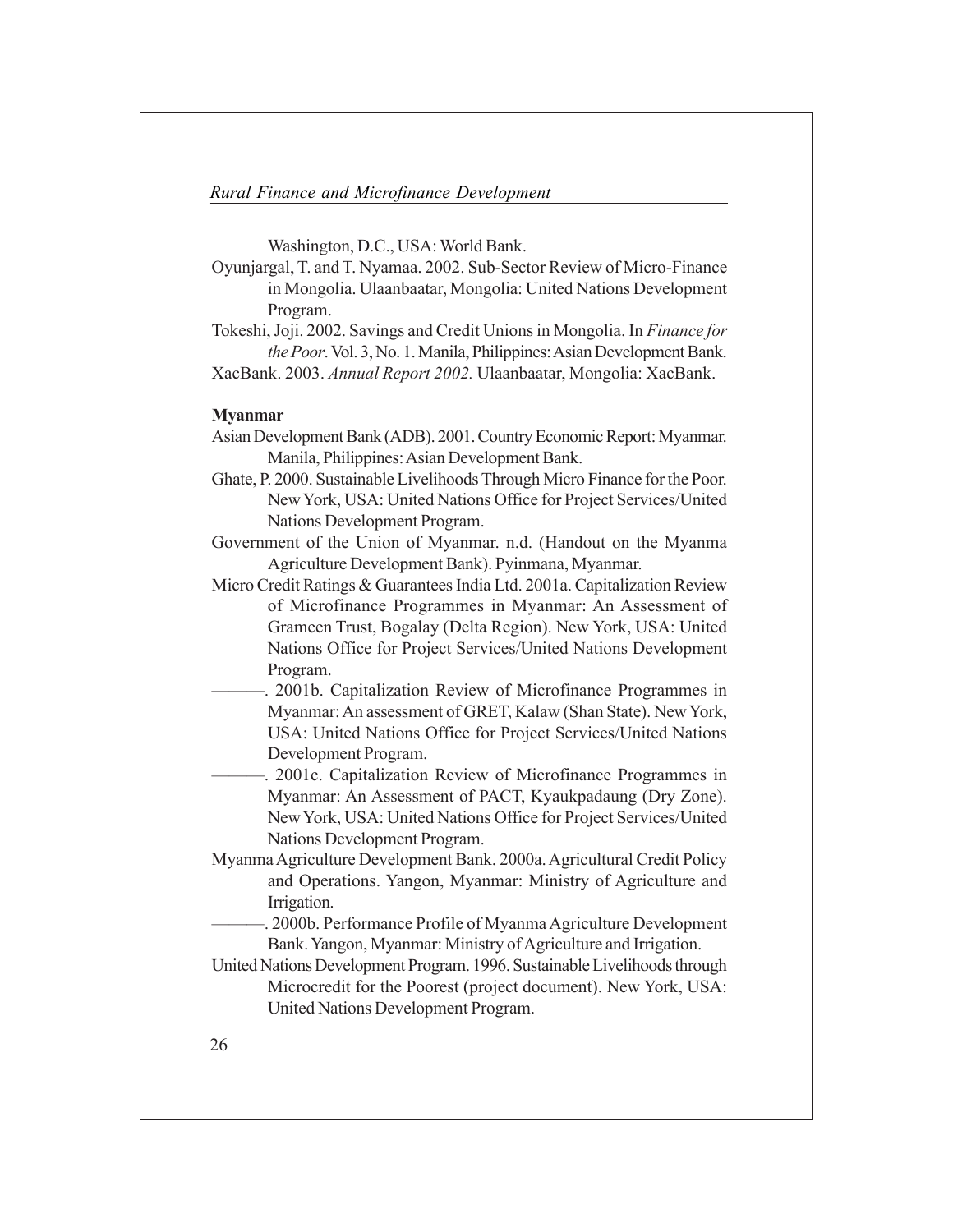Washington, D.C., USA: World Bank.

Oyunjargal, T. and T. Nyamaa. 2002. Sub-Sector Review of Micro-Finance in Mongolia. Ulaanbaatar, Mongolia: United Nations Development Program.

Tokeshi, Joji. 2002. Savings and Credit Unions in Mongolia. In *Finance for the Poor*. Vol. 3, No. 1. Manila, Philippines: Asian Development Bank.

XacBank. 2003. *Annual Report 2002.* Ulaanbaatar, Mongolia: XacBank.

**Myanmar**

Asian Development Bank (ADB). 2001. Country Economic Report: Myanmar. Manila, Philippines: Asian Development Bank.

Ghate, P. 2000. Sustainable Livelihoods Through Micro Finance for the Poor. New York, USA: United Nations Office for Project Services/United Nations Development Program.

Government of the Union of Myanmar. n.d. (Handout on the Myanma Agriculture Development Bank). Pyinmana, Myanmar.

Micro Credit Ratings & Guarantees India Ltd. 2001a. Capitalization Review of Microfinance Programmes in Myanmar: An Assessment of Grameen Trust, Bogalay (Delta Region). New York, USA: United Nations Office for Project Services/United Nations Development Program.

———. 2001b. Capitalization Review of Microfinance Programmes in Myanmar: An assessment of GRET, Kalaw (Shan State). New York, USA: United Nations Office for Project Services/United Nations Development Program.

———. 2001c. Capitalization Review of Microfinance Programmes in Myanmar: An Assessment of PACT, Kyaukpadaung (Dry Zone). New York, USA: United Nations Office for Project Services/United Nations Development Program.

Myanma Agriculture Development Bank. 2000a. Agricultural Credit Policy and Operations. Yangon, Myanmar: Ministry of Agriculture and Irrigation.

———. 2000b. Performance Profile of Myanma Agriculture Development Bank. Yangon, Myanmar: Ministry of Agriculture and Irrigation.

United Nations Development Program. 1996. Sustainable Livelihoods through Microcredit for the Poorest (project document). New York, USA: United Nations Development Program.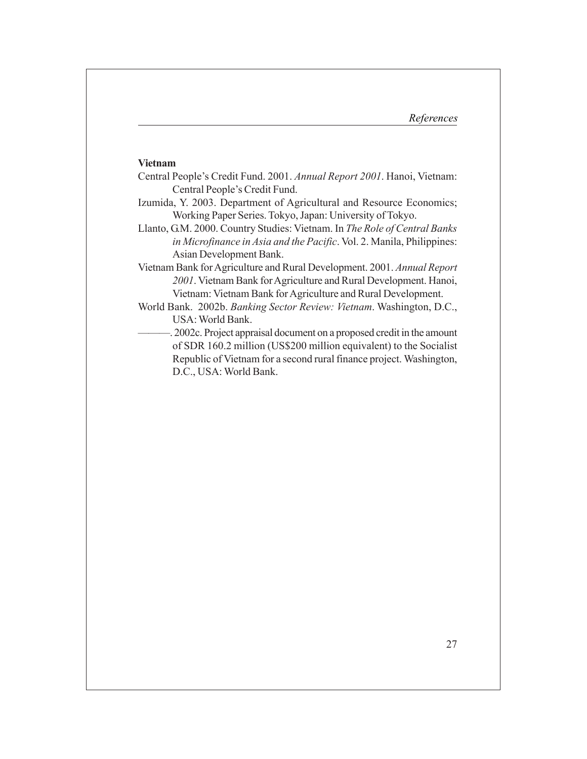**Vietnam**

Central People's Credit Fund. 2001. *Annual Report 2001*. Hanoi, Vietnam: Central People's Credit Fund.

Izumida, Y. 2003. Department of Agricultural and Resource Economics; Working Paper Series. Tokyo, Japan: University of Tokyo.

Llanto, G.M. 2000. Country Studies: Vietnam. In *The Role of Central Banks in Microfinance in Asia and the Pacific*. Vol. 2. Manila, Philippines: Asian Development Bank.

Vietnam Bank for Agriculture and Rural Development. 2001. *Annual Report 2001*. Vietnam Bank for Agriculture and Rural Development. Hanoi, Vietnam: Vietnam Bank for Agriculture and Rural Development.

World Bank. 2002b. *Banking Sector Review: Vietnam*. Washington, D.C., USA: World Bank.

———. 2002c. Project appraisal document on a proposed credit in the amount of SDR 160.2 million (US$200 million equivalent) to the Socialist Republic of Vietnam for a second rural finance project. Washington, D.C., USA: World Bank.